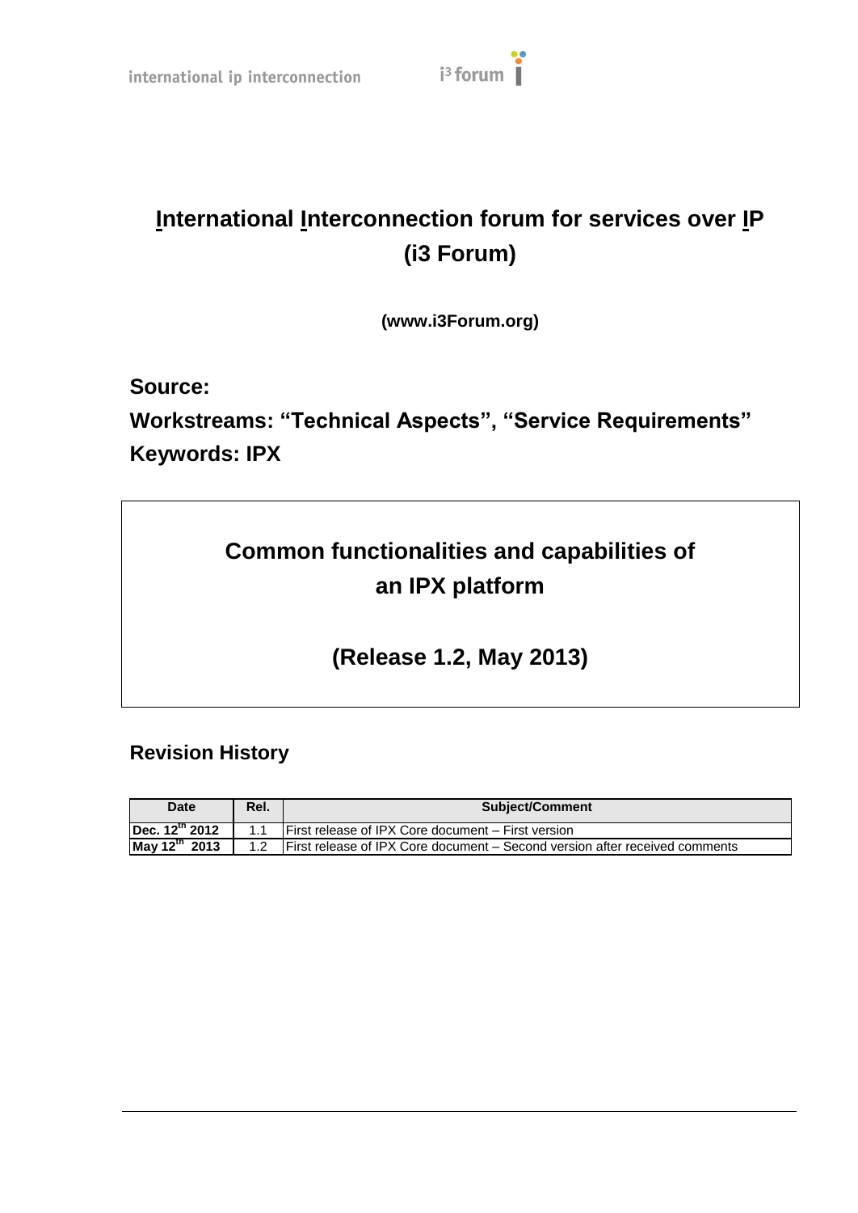international ip interconnection

i3 forum

# International Interconnection forum for services over IP (i3 Forum)

**(www.i3Forum.org)**

**Source:**

**Workstreams: "Technical Aspects", "Service Requirements"**

**Keywords: IPX**

## Common functionalities and capabilities of an IPX platform

## (Release 1.2, May 2013)

### Revision History

| Date | Rel. | Subject/Comment |
|---|---|---|
| **Dec. 12th 2012** | 1.1 | First release of IPX Core document – First version |
| **May 12th 2013** | 1.2 | First release of IPX Core document – Second version after received comments |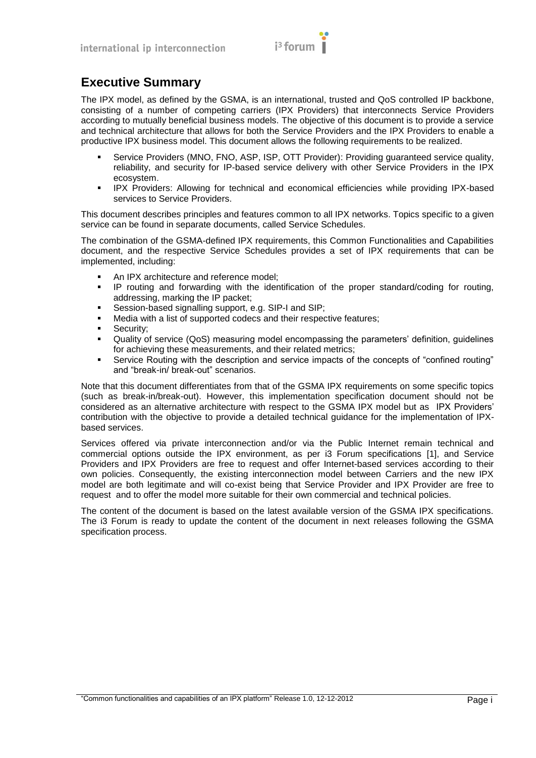## Executive Summary

The IPX model, as defined by the GSMA, is an international, trusted and QoS controlled IP backbone, consisting of a number of competing carriers (IPX Providers) that interconnects Service Providers according to mutually beneficial business models. The objective of this document is to provide a service and technical architecture that allows for both the Service Providers and the IPX Providers to enable a productive IPX business model. This document allows the following requirements to be realized.

- Service Providers (MNO, FNO, ASP, ISP, OTT Provider): Providing guaranteed service quality, reliability, and security for IP-based service delivery with other Service Providers in the IPX ecosystem.
- IPX Providers: Allowing for technical and economical efficiencies while providing IPX-based services to Service Providers.

This document describes principles and features common to all IPX networks. Topics specific to a given service can be found in separate documents, called Service Schedules.

The combination of the GSMA-defined IPX requirements, this Common Functionalities and Capabilities document, and the respective Service Schedules provides a set of IPX requirements that can be implemented, including:

- An IPX architecture and reference model;
- IP routing and forwarding with the identification of the proper standard/coding for routing, addressing, marking the IP packet;
- Session-based signalling support, e.g. SIP-I and SIP;
- Media with a list of supported codecs and their respective features;
- Security;
- Quality of service (QoS) measuring model encompassing the parameters' definition, guidelines for achieving these measurements, and their related metrics;
- Service Routing with the description and service impacts of the concepts of "confined routing" and "break-in/ break-out" scenarios.

Note that this document differentiates from that of the GSMA IPX requirements on some specific topics (such as break-in/break-out). However, this implementation specification document should not be considered as an alternative architecture with respect to the GSMA IPX model but as IPX Providers' contribution with the objective to provide a detailed technical guidance for the implementation of IPX-based services.

Services offered via private interconnection and/or via the Public Internet remain technical and commercial options outside the IPX environment, as per i3 Forum specifications [1], and Service Providers and IPX Providers are free to request and offer Internet-based services according to their own policies. Consequently, the existing interconnection model between Carriers and the new IPX model are both legitimate and will co-exist being that Service Provider and IPX Provider are free to request and to offer the model more suitable for their own commercial and technical policies.

The content of the document is based on the latest available version of the GSMA IPX specifications. The i3 Forum is ready to update the content of the document in next releases following the GSMA specification process.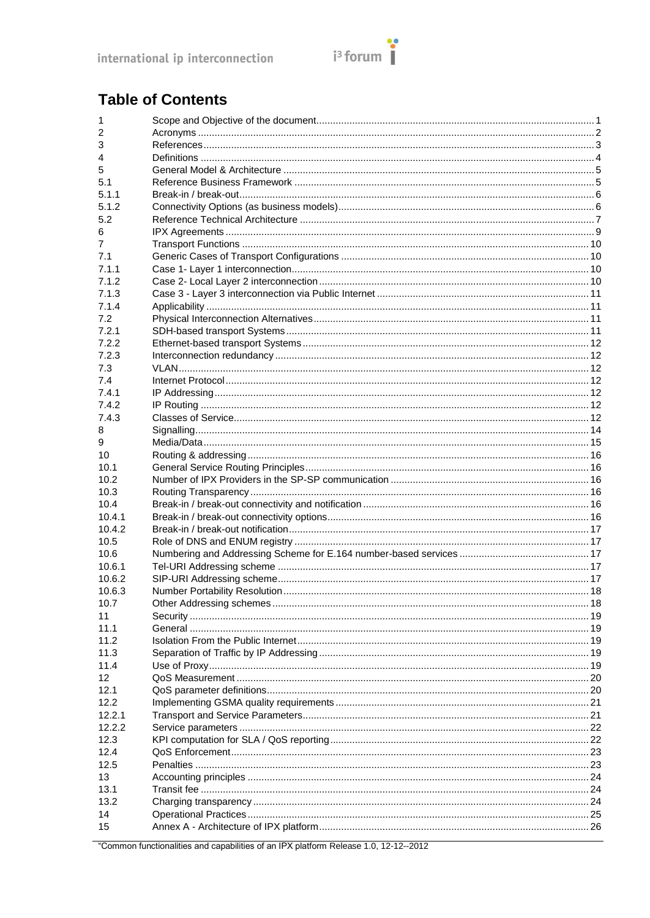# Table of Contents

| | | |
|---|---|---|
| 1 | Scope and Objective of the document | 1 |
| 2 | Acronyms | 2 |
| 3 | References | 3 |
| 4 | Definitions | 4 |
| 5 | General Model & Architecture | 5 |
| 5.1 | Reference Business Framework | 5 |
| 5.1.1 | Break-in / break-out | 6 |
| 5.1.2 | Connectivity Options (as business models) | 6 |
| 5.2 | Reference Technical Architecture | 7 |
| 6 | IPX Agreements | 9 |
| 7 | Transport Functions | 10 |
| 7.1 | Generic Cases of Transport Configurations | 10 |
| 7.1.1 | Case 1- Layer 1 interconnection | 10 |
| 7.1.2 | Case 2- Local Layer 2 interconnection | 10 |
| 7.1.3 | Case 3 - Layer 3 interconnection via Public Internet | 11 |
| 7.1.4 | Applicability | 11 |
| 7.2 | Physical Interconnection Alternatives | 11 |
| 7.2.1 | SDH-based transport Systems | 11 |
| 7.2.2 | Ethernet-based transport Systems | 12 |
| 7.2.3 | Interconnection redundancy | 12 |
| 7.3 | VLAN | 12 |
| 7.4 | Internet Protocol | 12 |
| 7.4.1 | IP Addressing | 12 |
| 7.4.2 | IP Routing | 12 |
| 7.4.3 | Classes of Service | 12 |
| 8 | Signalling | 14 |
| 9 | Media/Data | 15 |
| 10 | Routing & addressing | 16 |
| 10.1 | General Service Routing Principles | 16 |
| 10.2 | Number of IPX Providers in the SP-SP communication | 16 |
| 10.3 | Routing Transparency | 16 |
| 10.4 | Break-in / break-out connectivity and notification | 16 |
| 10.4.1 | Break-in / break-out connectivity options | 16 |
| 10.4.2 | Break-in / break-out notification | 17 |
| 10.5 | Role of DNS and ENUM registry | 17 |
| 10.6 | Numbering and Addressing Scheme for E.164 number-based services | 17 |
| 10.6.1 | Tel-URI Addressing scheme | 17 |
| 10.6.2 | SIP-URI Addressing scheme | 17 |
| 10.6.3 | Number Portability Resolution | 18 |
| 10.7 | Other Addressing schemes | 18 |
| 11 | Security | 19 |
| 11.1 | General | 19 |
| 11.2 | Isolation From the Public Internet | 19 |
| 11.3 | Separation of Traffic by IP Addressing | 19 |
| 11.4 | Use of Proxy | 19 |
| 12 | QoS Measurement | 20 |
| 12.1 | QoS parameter definitions | 20 |
| 12.2 | Implementing GSMA quality requirements | 21 |
| 12.2.1 | Transport and Service Parameters | 21 |
| 12.2.2 | Service parameters | 22 |
| 12.3 | KPI computation for SLA / QoS reporting | 22 |
| 12.4 | QoS Enforcement | 23 |
| 12.5 | Penalties | 23 |
| 13 | Accounting principles | 24 |
| 13.1 | Transit fee | 24 |
| 13.2 | Charging transparency | 24 |
| 14 | Operational Practices | 25 |
| 15 | Annex A - Architecture of IPX platform | 26 |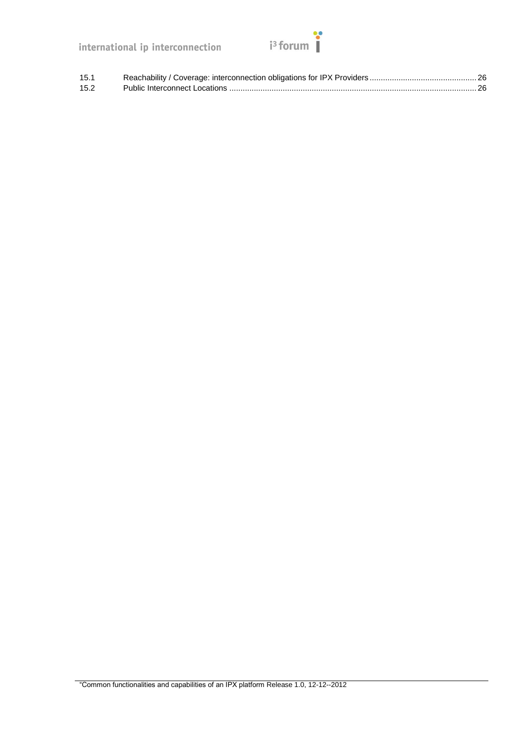| | | |
|---|---|---|
| 15.1 | Reachability / Coverage: interconnection obligations for IPX Providers | 26 |
| 15.2 | Public Interconnect Locations | 26 |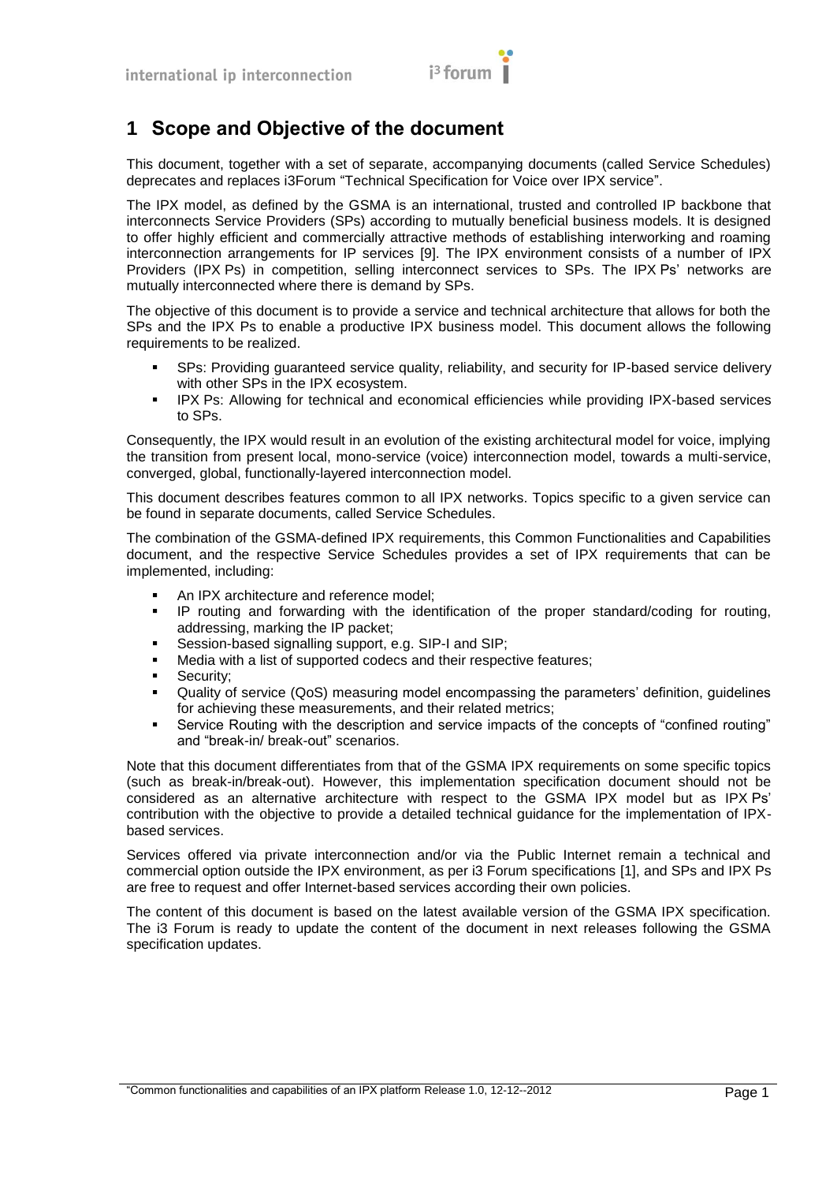# 1 Scope and Objective of the document

This document, together with a set of separate, accompanying documents (called Service Schedules) deprecates and replaces i3Forum "Technical Specification for Voice over IPX service".

The IPX model, as defined by the GSMA is an international, trusted and controlled IP backbone that interconnects Service Providers (SPs) according to mutually beneficial business models. It is designed to offer highly efficient and commercially attractive methods of establishing interworking and roaming interconnection arrangements for IP services [9]. The IPX environment consists of a number of IPX Providers (IPX Ps) in competition, selling interconnect services to SPs. The IPX Ps' networks are mutually interconnected where there is demand by SPs.

The objective of this document is to provide a service and technical architecture that allows for both the SPs and the IPX Ps to enable a productive IPX business model. This document allows the following requirements to be realized.

- SPs: Providing guaranteed service quality, reliability, and security for IP-based service delivery with other SPs in the IPX ecosystem.
- IPX Ps: Allowing for technical and economical efficiencies while providing IPX-based services to SPs.

Consequently, the IPX would result in an evolution of the existing architectural model for voice, implying the transition from present local, mono-service (voice) interconnection model, towards a multi-service, converged, global, functionally-layered interconnection model.

This document describes features common to all IPX networks. Topics specific to a given service can be found in separate documents, called Service Schedules.

The combination of the GSMA-defined IPX requirements, this Common Functionalities and Capabilities document, and the respective Service Schedules provides a set of IPX requirements that can be implemented, including:

- An IPX architecture and reference model;
- IP routing and forwarding with the identification of the proper standard/coding for routing, addressing, marking the IP packet;
- Session-based signalling support, e.g. SIP-I and SIP;
- Media with a list of supported codecs and their respective features;
- Security;
- Quality of service (QoS) measuring model encompassing the parameters' definition, guidelines for achieving these measurements, and their related metrics;
- Service Routing with the description and service impacts of the concepts of "confined routing" and "break-in/ break-out" scenarios.

Note that this document differentiates from that of the GSMA IPX requirements on some specific topics (such as break-in/break-out). However, this implementation specification document should not be considered as an alternative architecture with respect to the GSMA IPX model but as IPX Ps' contribution with the objective to provide a detailed technical guidance for the implementation of IPX-based services.

Services offered via private interconnection and/or via the Public Internet remain a technical and commercial option outside the IPX environment, as per i3 Forum specifications [1], and SPs and IPX Ps are free to request and offer Internet-based services according their own policies.

The content of this document is based on the latest available version of the GSMA IPX specification. The i3 Forum is ready to update the content of the document in next releases following the GSMA specification updates.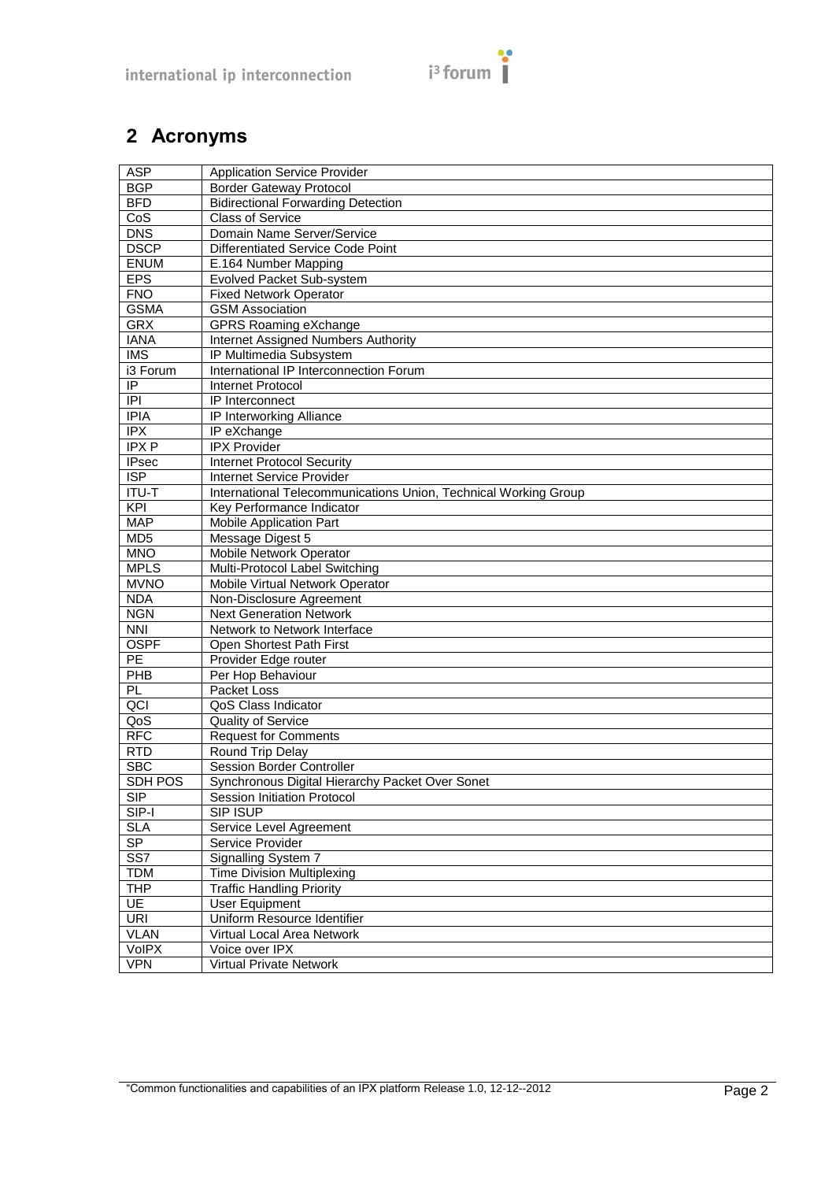# 2 Acronyms

| | |
|---|---|
| ASP | Application Service Provider |
| BGP | Border Gateway Protocol |
| BFD | Bidirectional Forwarding Detection |
| CoS | Class of Service |
| DNS | Domain Name Server/Service |
| DSCP | Differentiated Service Code Point |
| ENUM | E.164 Number Mapping |
| EPS | Evolved Packet Sub-system |
| FNO | Fixed Network Operator |
| GSMA | GSM Association |
| GRX | GPRS Roaming eXchange |
| IANA | Internet Assigned Numbers Authority |
| IMS | IP Multimedia Subsystem |
| i3 Forum | International IP Interconnection Forum |
| IP | Internet Protocol |
| IPI | IP Interconnect |
| IPIA | IP Interworking Alliance |
| IPX | IP eXchange |
| IPX P | IPX Provider |
| IPsec | Internet Protocol Security |
| ISP | Internet Service Provider |
| ITU-T | International Telecommunications Union, Technical Working Group |
| KPI | Key Performance Indicator |
| MAP | Mobile Application Part |
| MD5 | Message Digest 5 |
| MNO | Mobile Network Operator |
| MPLS | Multi-Protocol Label Switching |
| MVNO | Mobile Virtual Network Operator |
| NDA | Non-Disclosure Agreement |
| NGN | Next Generation Network |
| NNI | Network to Network Interface |
| OSPF | Open Shortest Path First |
| PE | Provider Edge router |
| PHB | Per Hop Behaviour |
| PL | Packet Loss |
| QCI | QoS Class Indicator |
| QoS | Quality of Service |
| RFC | Request for Comments |
| RTD | Round Trip Delay |
| SBC | Session Border Controller |
| SDH POS | Synchronous Digital Hierarchy Packet Over Sonet |
| SIP | Session Initiation Protocol |
| SIP-I | SIP ISUP |
| SLA | Service Level Agreement |
| SP | Service Provider |
| SS7 | Signalling System 7 |
| TDM | Time Division Multiplexing |
| THP | Traffic Handling Priority |
| UE | User Equipment |
| URI | Uniform Resource Identifier |
| VLAN | Virtual Local Area Network |
| VoIPX | Voice over IPX |
| VPN | Virtual Private Network |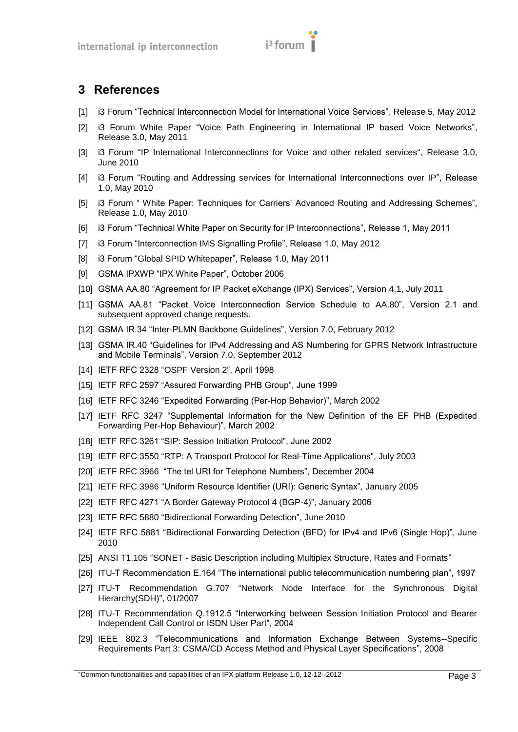# 3 References

[1] i3 Forum “Technical Interconnection Model for International Voice Services”, Release 5, May 2012

[2] i3 Forum White Paper “Voice Path Engineering in International IP based Voice Networks”, Release 3.0, May 2011

[3] i3 Forum “IP International Interconnections for Voice and other related services“, Release 3.0, June 2010

[4] i3 Forum “Routing and Addressing services for International Interconnections over IP”, Release 1.0, May 2010

[5] i3 Forum “ White Paper: Techniques for Carriers’ Advanced Routing and Addressing Schemes”, Release 1.0, May 2010

[6] i3 Forum “Technical White Paper on Security for IP Interconnections”, Release 1, May 2011

[7] i3 Forum “Interconnection IMS Signalling Profile”, Release 1.0, May 2012

[8] i3 Forum “Global SPID Whitepaper”, Release 1.0, May 2011

[9] GSMA IPXWP “IPX White Paper”, October 2006

[10] GSMA AA.80 “Agreement for IP Packet eXchange (IPX) Services”, Version 4.1, July 2011

[11] GSMA AA.81 “Packet Voice Interconnection Service Schedule to AA.80”, Version 2.1 and subsequent approved change requests.

[12] GSMA IR.34 “Inter-PLMN Backbone Guidelines”, Version 7.0, February 2012

[13] GSMA IR.40 “Guidelines for IPv4 Addressing and AS Numbering for GPRS Network Infrastructure and Mobile Terminals”, Version 7.0, September 2012

[14] IETF RFC 2328 “OSPF Version 2”, April 1998

[15] IETF RFC 2597 “Assured Forwarding PHB Group”, June 1999

[16] IETF RFC 3246 “Expedited Forwarding (Per-Hop Behavior)”, March 2002

[17] IETF RFC 3247 “Supplemental Information for the New Definition of the EF PHB (Expedited Forwarding Per-Hop Behaviour)”, March 2002

[18] IETF RFC 3261 “SIP: Session Initiation Protocol”, June 2002

[19] IETF RFC 3550 “RTP: A Transport Protocol for Real-Time Applications”, July 2003

[20] IETF RFC 3966 “The tel URI for Telephone Numbers”, December 2004

[21] IETF RFC 3986 “Uniform Resource Identifier (URI): Generic Syntax”, January 2005

[22] IETF RFC 4271 “A Border Gateway Protocol 4 (BGP-4)”, January 2006

[23] IETF RFC 5880 “Bidirectional Forwarding Detection”, June 2010

[24] IETF RFC 5881 “Bidirectional Forwarding Detection (BFD) for IPv4 and IPv6 (Single Hop)”, June 2010

[25] ANSI T1.105 “SONET - Basic Description including Multiplex Structure, Rates and Formats”

[26] ITU-T Recommendation E.164 “The international public telecommunication numbering plan”, 1997

[27] ITU-T Recommendation G.707 “Network Node Interface for the Synchronous Digital Hierarchy(SDH)”, 01/2007

[28] ITU-T Recommendation Q.1912.5 “Interworking between Session Initiation Protocol and Bearer Independent Call Control or ISDN User Part”, 2004

[29] IEEE 802.3 “Telecommunications and Information Exchange Between Systems--Specific Requirements Part 3: CSMA/CD Access Method and Physical Layer Specifications”, 2008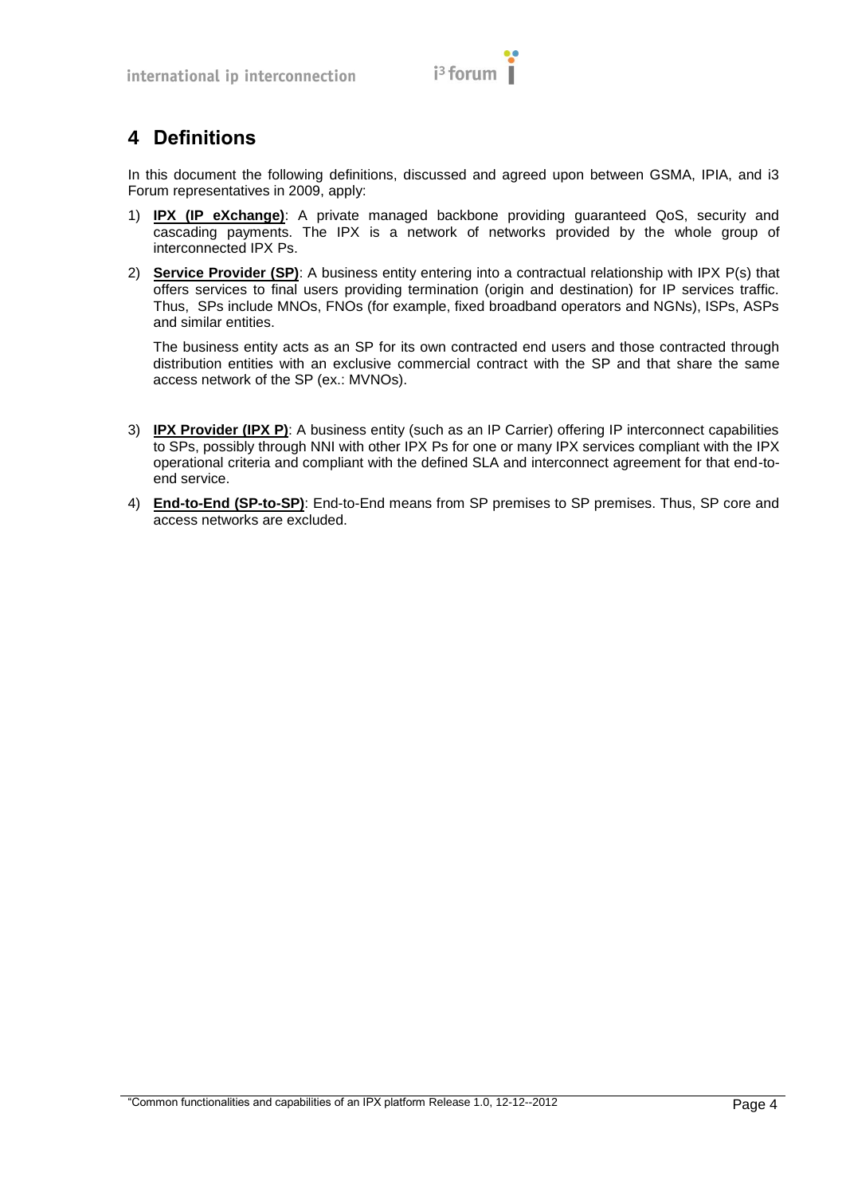# 4 Definitions

In this document the following definitions, discussed and agreed upon between GSMA, IPIA, and i3 Forum representatives in 2009, apply:

1) **IPX (IP eXchange)**: A private managed backbone providing guaranteed QoS, security and cascading payments. The IPX is a network of networks provided by the whole group of interconnected IPX Ps.

2) **Service Provider (SP)**: A business entity entering into a contractual relationship with IPX P(s) that offers services to final users providing termination (origin and destination) for IP services traffic. Thus, SPs include MNOs, FNOs (for example, fixed broadband operators and NGNs), ISPs, ASPs and similar entities.

   The business entity acts as an SP for its own contracted end users and those contracted through distribution entities with an exclusive commercial contract with the SP and that share the same access network of the SP (ex.: MVNOs).

3) **IPX Provider (IPX P)**: A business entity (such as an IP Carrier) offering IP interconnect capabilities to SPs, possibly through NNI with other IPX Ps for one or many IPX services compliant with the IPX operational criteria and compliant with the defined SLA and interconnect agreement for that end-to-end service.

4) **End-to-End (SP-to-SP)**: End-to-End means from SP premises to SP premises. Thus, SP core and access networks are excluded.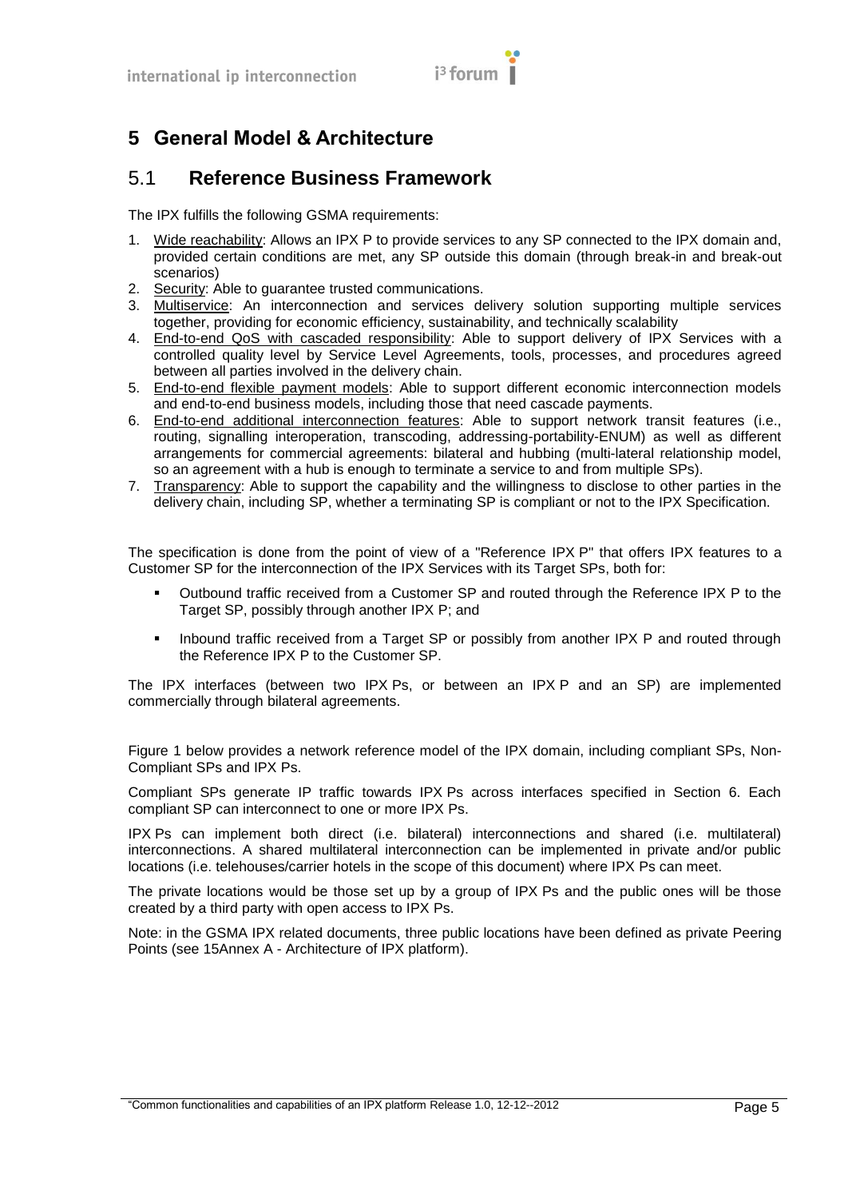# 5 General Model & Architecture

## 5.1 Reference Business Framework

The IPX fulfills the following GSMA requirements:

1. Wide reachability: Allows an IPX P to provide services to any SP connected to the IPX domain and, provided certain conditions are met, any SP outside this domain (through break-in and break-out scenarios)
2. Security: Able to guarantee trusted communications.
3. Multiservice: An interconnection and services delivery solution supporting multiple services together, providing for economic efficiency, sustainability, and technically scalability
4. End-to-end QoS with cascaded responsibility: Able to support delivery of IPX Services with a controlled quality level by Service Level Agreements, tools, processes, and procedures agreed between all parties involved in the delivery chain.
5. End-to-end flexible payment models: Able to support different economic interconnection models and end-to-end business models, including those that need cascade payments.
6. End-to-end additional interconnection features: Able to support network transit features (i.e., routing, signalling interoperation, transcoding, addressing-portability-ENUM) as well as different arrangements for commercial agreements: bilateral and hubbing (multi-lateral relationship model, so an agreement with a hub is enough to terminate a service to and from multiple SPs).
7. Transparency: Able to support the capability and the willingness to disclose to other parties in the delivery chain, including SP, whether a terminating SP is compliant or not to the IPX Specification.

The specification is done from the point of view of a "Reference IPX P" that offers IPX features to a Customer SP for the interconnection of the IPX Services with its Target SPs, both for:

- Outbound traffic received from a Customer SP and routed through the Reference IPX P to the Target SP, possibly through another IPX P; and
- Inbound traffic received from a Target SP or possibly from another IPX P and routed through the Reference IPX P to the Customer SP.

The IPX interfaces (between two IPX Ps, or between an IPX P and an SP) are implemented commercially through bilateral agreements.

Figure 1 below provides a network reference model of the IPX domain, including compliant SPs, Non-Compliant SPs and IPX Ps.

Compliant SPs generate IP traffic towards IPX Ps across interfaces specified in Section 6. Each compliant SP can interconnect to one or more IPX Ps.

IPX Ps can implement both direct (i.e. bilateral) interconnections and shared (i.e. multilateral) interconnections. A shared multilateral interconnection can be implemented in private and/or public locations (i.e. telehouses/carrier hotels in the scope of this document) where IPX Ps can meet.

The private locations would be those set up by a group of IPX Ps and the public ones will be those created by a third party with open access to IPX Ps.

Note: in the GSMA IPX related documents, three public locations have been defined as private Peering Points (see 15Annex A - Architecture of IPX platform).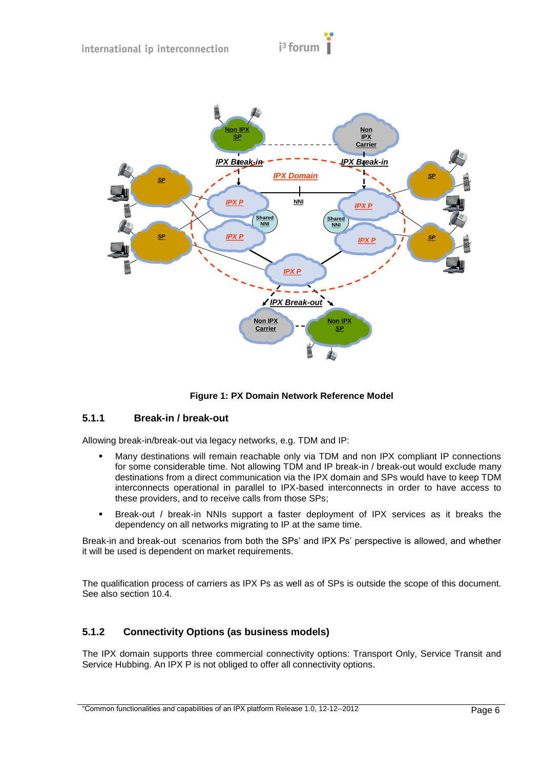**Figure 1: PX Domain Network Reference Model**

### 5.1.1 Break-in / break-out

Allowing break-in/break-out via legacy networks, e.g. TDM and IP:

- Many destinations will remain reachable only via TDM and non IPX compliant IP connections for some considerable time. Not allowing TDM and IP break-in / break-out would exclude many destinations from a direct communication via the IPX domain and SPs would have to keep TDM interconnects operational in parallel to IPX-based interconnects in order to have access to these providers, and to receive calls from those SPs;
- Break-out / break-in NNIs support a faster deployment of IPX services as it breaks the dependency on all networks migrating to IP at the same time.

Break-in and break-out scenarios from both the SPs' and IPX Ps' perspective is allowed, and whether it will be used is dependent on market requirements.

The qualification process of carriers as IPX Ps as well as of SPs is outside the scope of this document. See also section 10.4.

### 5.1.2 Connectivity Options (as business models)

The IPX domain supports three commercial connectivity options: Transport Only, Service Transit and Service Hubbing. An IPX P is not obliged to offer all connectivity options.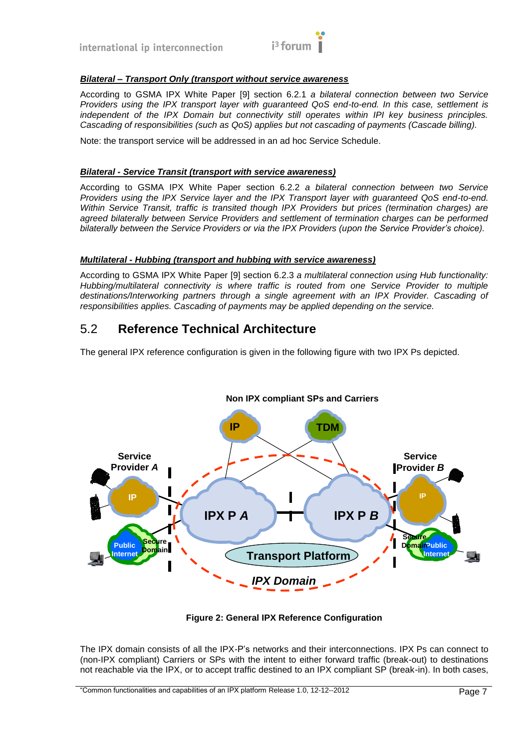***Bilateral – Transport Only (transport without service awareness***

According to GSMA IPX White Paper [9] section 6.2.1 *a bilateral connection between two Service Providers using the IPX transport layer with guaranteed QoS end-to-end. In this case, settlement is independent of the IPX Domain but connectivity still operates within IPI key business principles. Cascading of responsibilities (such as QoS) applies but not cascading of payments (Cascade billing).*

Note: the transport service will be addressed in an ad hoc Service Schedule.

***Bilateral - Service Transit (transport with service awareness)***

According to GSMA IPX White Paper section 6.2.2 *a bilateral connection between two Service Providers using the IPX Service layer and the IPX Transport layer with guaranteed QoS end-to-end. Within Service Transit, traffic is transited though IPX Providers but prices (termination charges) are agreed bilaterally between Service Providers and settlement of termination charges can be performed bilaterally between the Service Providers or via the IPX Providers (upon the Service Provider's choice).*

***Multilateral - Hubbing (transport and hubbing with service awareness)***

According to GSMA IPX White Paper [9] section 6.2.3 *a multilateral connection using Hub functionality: Hubbing/multilateral connectivity is where traffic is routed from one Service Provider to multiple destinations/Interworking partners through a single agreement with an IPX Provider. Cascading of responsibilities applies. Cascading of payments may be applied depending on the service.*

## 5.2 Reference Technical Architecture

The general IPX reference configuration is given in the following figure with two IPX Ps depicted.

**Figure 2: General IPX Reference Configuration**

The IPX domain consists of all the IPX-P's networks and their interconnections. IPX Ps can connect to (non-IPX compliant) Carriers or SPs with the intent to either forward traffic (break-out) to destinations not reachable via the IPX, or to accept traffic destined to an IPX compliant SP (break-in). In both cases,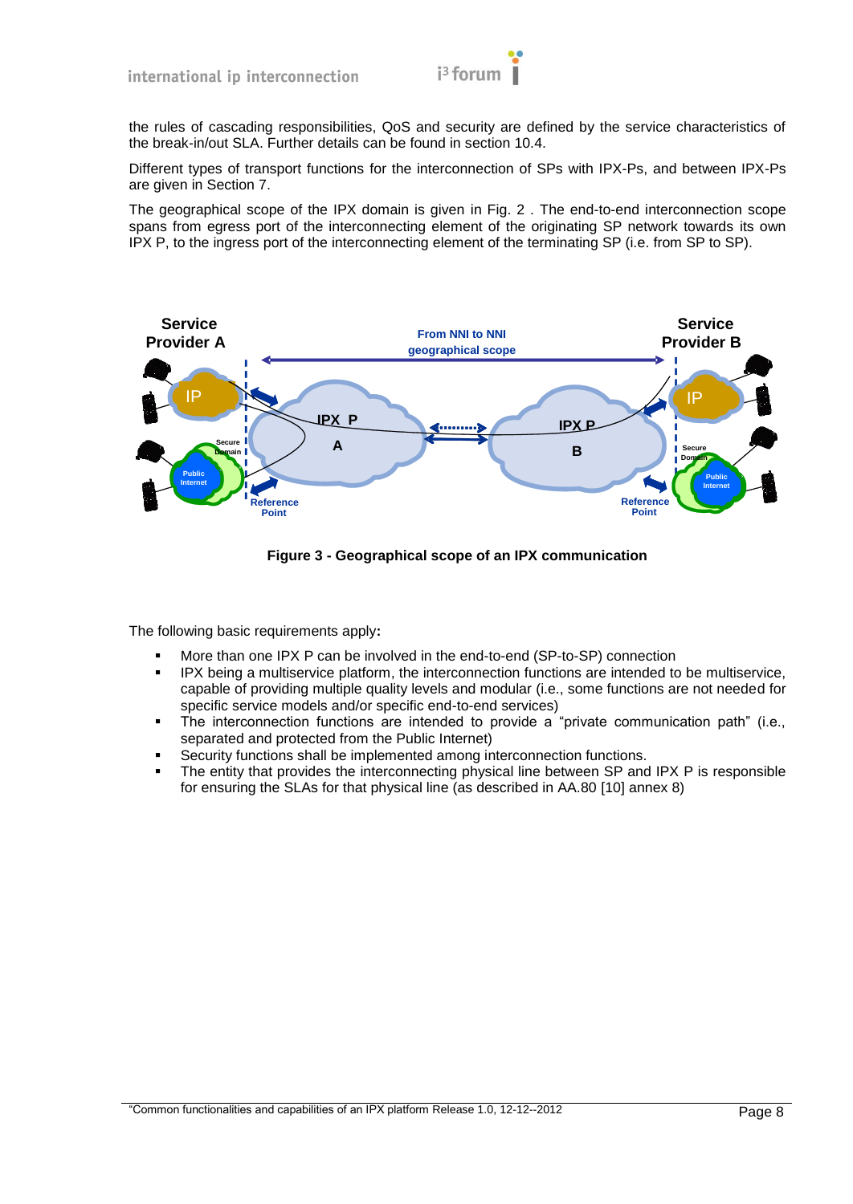the rules of cascading responsibilities, QoS and security are defined by the service characteristics of the break-in/out SLA. Further details can be found in section 10.4.

Different types of transport functions for the interconnection of SPs with IPX-Ps, and between IPX-Ps are given in Section 7.

The geographical scope of the IPX domain is given in Fig. 2 . The end-to-end interconnection scope spans from egress port of the interconnecting element of the originating SP network towards its own IPX P, to the ingress port of the interconnecting element of the terminating SP (i.e. from SP to SP).

**Figure 3 - Geographical scope of an IPX communication**

The following basic requirements apply**:**

- More than one IPX P can be involved in the end-to-end (SP-to-SP) connection
- IPX being a multiservice platform, the interconnection functions are intended to be multiservice, capable of providing multiple quality levels and modular (i.e., some functions are not needed for specific service models and/or specific end-to-end services)
- The interconnection functions are intended to provide a "private communication path" (i.e., separated and protected from the Public Internet)
- Security functions shall be implemented among interconnection functions.
- The entity that provides the interconnecting physical line between SP and IPX P is responsible for ensuring the SLAs for that physical line (as described in AA.80 [10] annex 8)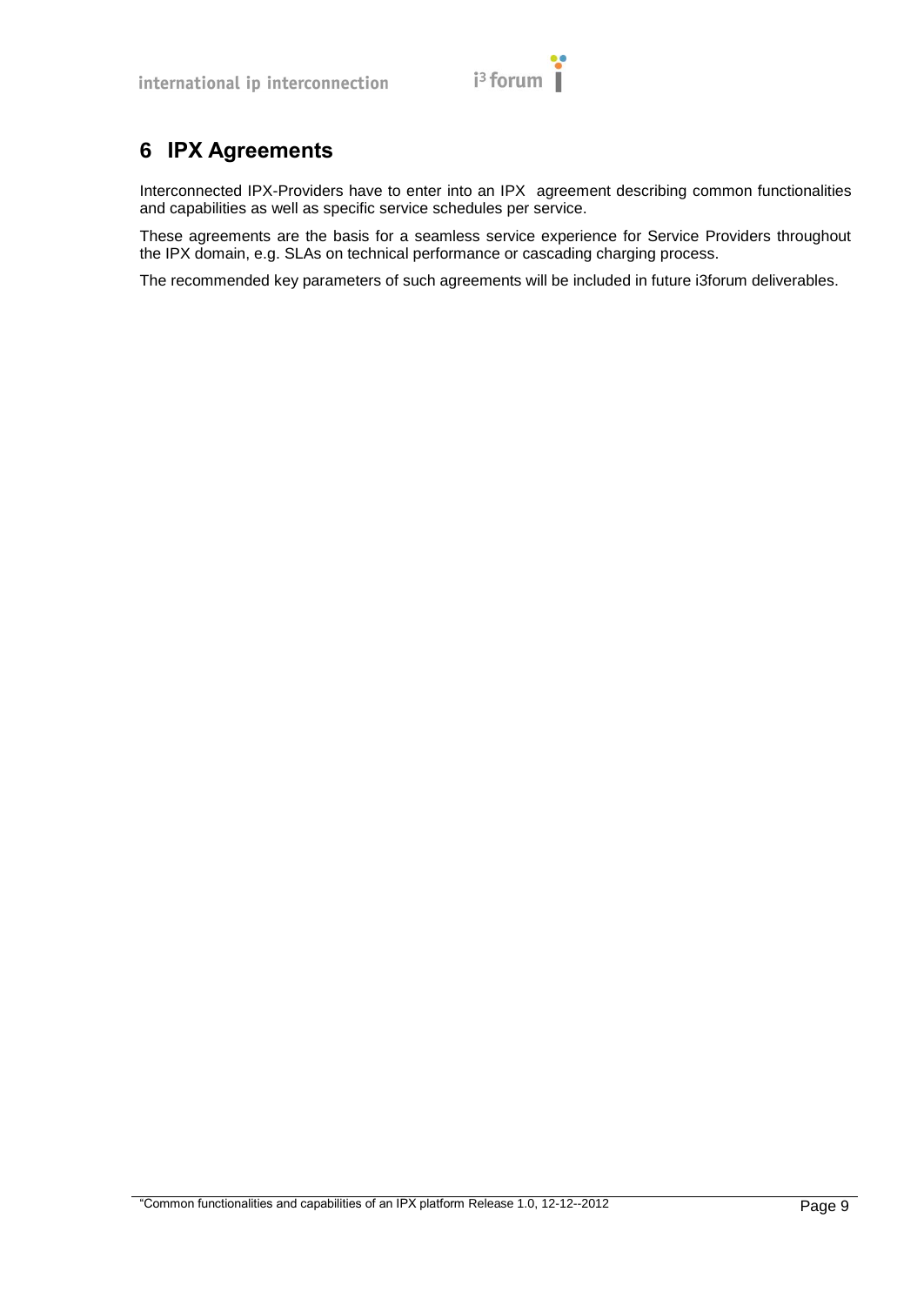# 6 IPX Agreements

Interconnected IPX-Providers have to enter into an IPX agreement describing common functionalities and capabilities as well as specific service schedules per service.

These agreements are the basis for a seamless service experience for Service Providers throughout the IPX domain, e.g. SLAs on technical performance or cascading charging process.

The recommended key parameters of such agreements will be included in future i3forum deliverables.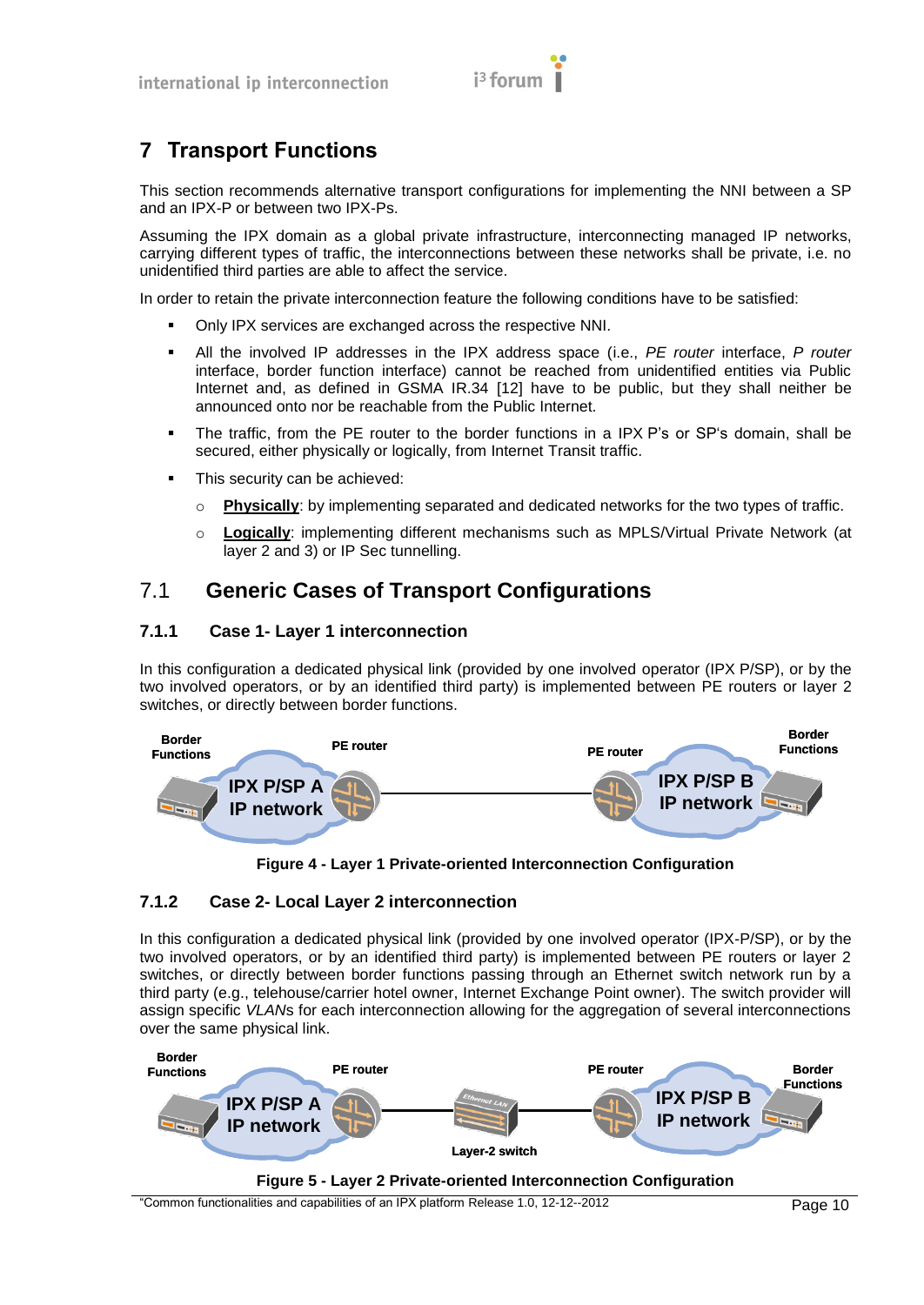# 7 Transport Functions

This section recommends alternative transport configurations for implementing the NNI between a SP and an IPX-P or between two IPX-Ps.

Assuming the IPX domain as a global private infrastructure, interconnecting managed IP networks, carrying different types of traffic, the interconnections between these networks shall be private, i.e. no unidentified third parties are able to affect the service.

In order to retain the private interconnection feature the following conditions have to be satisfied:

- Only IPX services are exchanged across the respective NNI.
- All the involved IP addresses in the IPX address space (i.e., *PE router* interface, *P router* interface, border function interface) cannot be reached from unidentified entities via Public Internet and, as defined in GSMA IR.34 [12] have to be public, but they shall neither be announced onto nor be reachable from the Public Internet.
- The traffic, from the PE router to the border functions in a IPX P's or SP's domain, shall be secured, either physically or logically, from Internet Transit traffic.
- This security can be achieved:
  - **Physically**: by implementing separated and dedicated networks for the two types of traffic.
  - **Logically**: implementing different mechanisms such as MPLS/Virtual Private Network (at layer 2 and 3) or IP Sec tunnelling.

## 7.1 Generic Cases of Transport Configurations

### 7.1.1 Case 1- Layer 1 interconnection

In this configuration a dedicated physical link (provided by one involved operator (IPX P/SP), or by the two involved operators, or by an identified third party) is implemented between PE routers or layer 2 switches, or directly between border functions.

Figure 4 - Layer 1 Private-oriented Interconnection Configuration

### 7.1.2 Case 2- Local Layer 2 interconnection

In this configuration a dedicated physical link (provided by one involved operator (IPX-P/SP), or by the two involved operators, or by an identified third party) is implemented between PE routers or layer 2 switches, or directly between border functions passing through an Ethernet switch network run by a third party (e.g., telehouse/carrier hotel owner, Internet Exchange Point owner). The switch provider will assign specific *VLAN*s for each interconnection allowing for the aggregation of several interconnections over the same physical link.

Figure 5 - Layer 2 Private-oriented Interconnection Configuration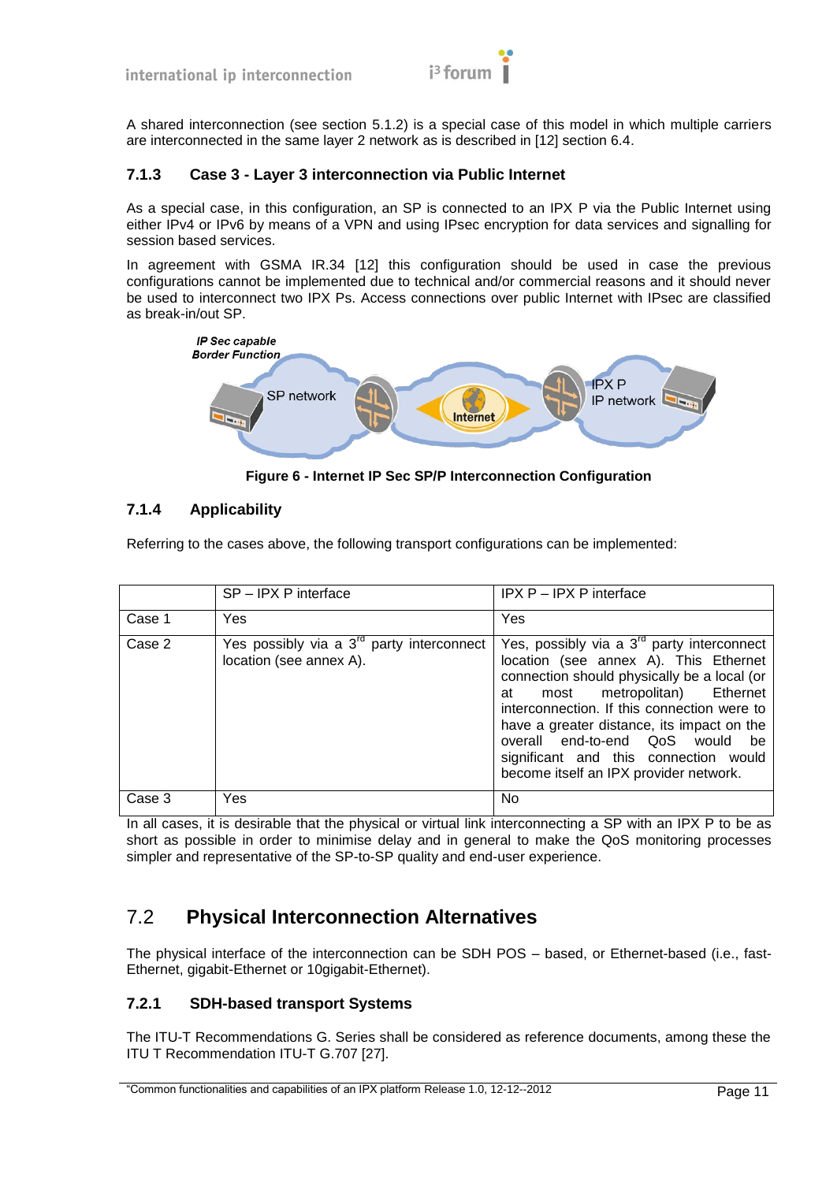A shared interconnection (see section 5.1.2) is a special case of this model in which multiple carriers are interconnected in the same layer 2 network as is described in [12] section 6.4.

### 7.1.3 Case 3 - Layer 3 interconnection via Public Internet

As a special case, in this configuration, an SP is connected to an IPX P via the Public Internet using either IPv4 or IPv6 by means of a VPN and using IPsec encryption for data services and signalling for session based services.

In agreement with GSMA IR.34 [12] this configuration should be used in case the previous configurations cannot be implemented due to technical and/or commercial reasons and it should never be used to interconnect two IPX Ps. Access connections over public Internet with IPsec are classified as break-in/out SP.

*IP Sec capable Border Function*

SP network

Internet

IPX P IP network

**Figure 6 - Internet IP Sec SP/P Interconnection Configuration**

### 7.1.4 Applicability

Referring to the cases above, the following transport configurations can be implemented:

| | SP – IPX P interface | IPX P – IPX P interface |
|---|---|---|
| Case 1 | Yes | Yes |
| Case 2 | Yes possibly via a 3rd party interconnect location (see annex A). | Yes, possibly via a 3rd party interconnect location (see annex A). This Ethernet connection should physically be a local (or at most metropolitan) Ethernet interconnection. If this connection were to have a greater distance, its impact on the overall end-to-end QoS would be significant and this connection would become itself an IPX provider network. |
| Case 3 | Yes | No |

In all cases, it is desirable that the physical or virtual link interconnecting a SP with an IPX P to be as short as possible in order to minimise delay and in general to make the QoS monitoring processes simpler and representative of the SP-to-SP quality and end-user experience.

## 7.2 Physical Interconnection Alternatives

The physical interface of the interconnection can be SDH POS – based, or Ethernet-based (i.e., fast-Ethernet, gigabit-Ethernet or 10gigabit-Ethernet).

### 7.2.1 SDH-based transport Systems

The ITU-T Recommendations G. Series shall be considered as reference documents, among these the ITU T Recommendation ITU-T G.707 [27].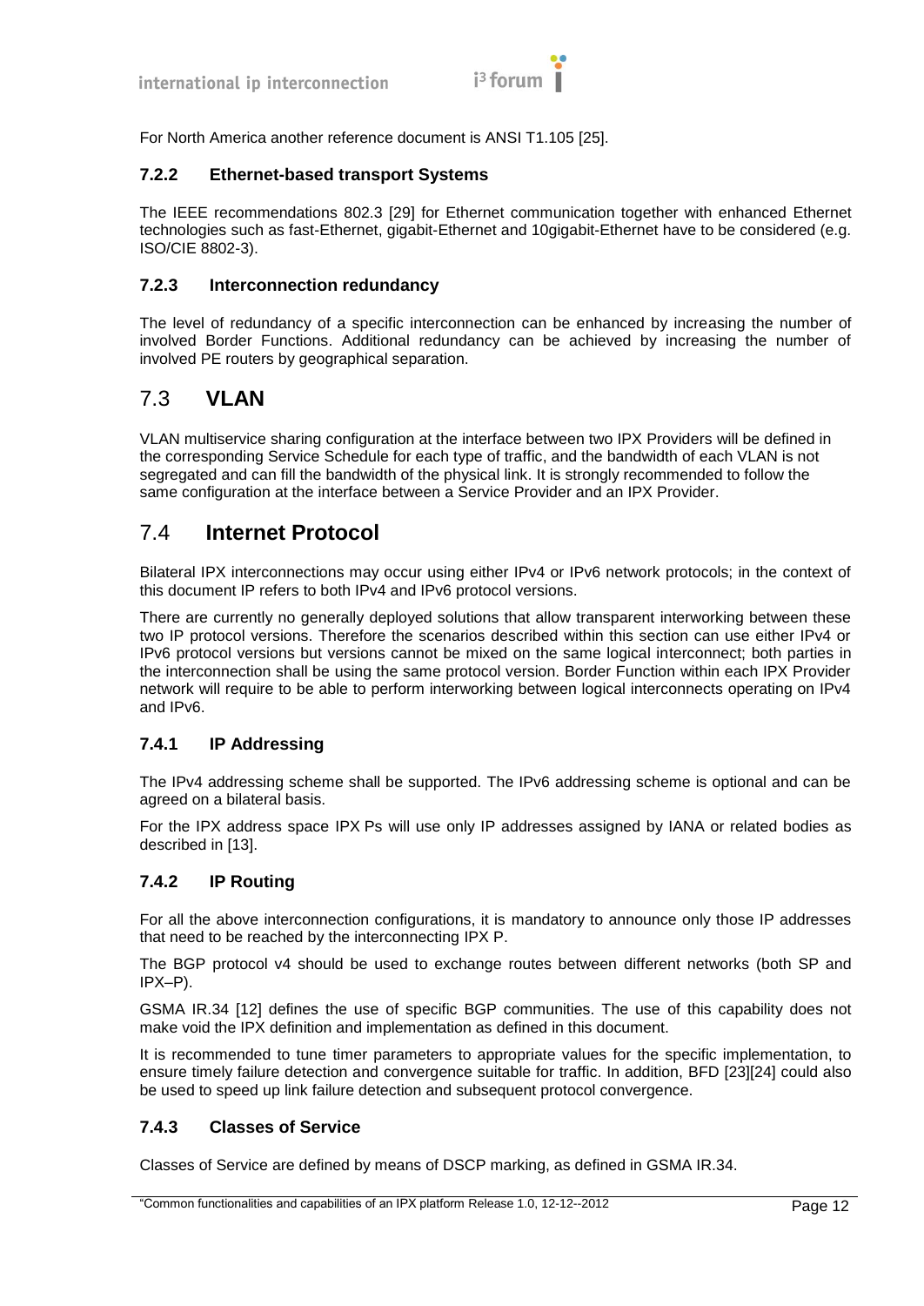For North America another reference document is ANSI T1.105 [25].

### 7.2.2 Ethernet-based transport Systems

The IEEE recommendations 802.3 [29] for Ethernet communication together with enhanced Ethernet technologies such as fast-Ethernet, gigabit-Ethernet and 10gigabit-Ethernet have to be considered (e.g. ISO/CIE 8802-3).

### 7.2.3 Interconnection redundancy

The level of redundancy of a specific interconnection can be enhanced by increasing the number of involved Border Functions. Additional redundancy can be achieved by increasing the number of involved PE routers by geographical separation.

## 7.3 VLAN

VLAN multiservice sharing configuration at the interface between two IPX Providers will be defined in the corresponding Service Schedule for each type of traffic, and the bandwidth of each VLAN is not segregated and can fill the bandwidth of the physical link. It is strongly recommended to follow the same configuration at the interface between a Service Provider and an IPX Provider.

## 7.4 Internet Protocol

Bilateral IPX interconnections may occur using either IPv4 or IPv6 network protocols; in the context of this document IP refers to both IPv4 and IPv6 protocol versions.

There are currently no generally deployed solutions that allow transparent interworking between these two IP protocol versions. Therefore the scenarios described within this section can use either IPv4 or IPv6 protocol versions but versions cannot be mixed on the same logical interconnect; both parties in the interconnection shall be using the same protocol version. Border Function within each IPX Provider network will require to be able to perform interworking between logical interconnects operating on IPv4 and IPv6.

### 7.4.1 IP Addressing

The IPv4 addressing scheme shall be supported. The IPv6 addressing scheme is optional and can be agreed on a bilateral basis.

For the IPX address space IPX Ps will use only IP addresses assigned by IANA or related bodies as described in [13].

### 7.4.2 IP Routing

For all the above interconnection configurations, it is mandatory to announce only those IP addresses that need to be reached by the interconnecting IPX P.

The BGP protocol v4 should be used to exchange routes between different networks (both SP and IPX–P).

GSMA IR.34 [12] defines the use of specific BGP communities. The use of this capability does not make void the IPX definition and implementation as defined in this document.

It is recommended to tune timer parameters to appropriate values for the specific implementation, to ensure timely failure detection and convergence suitable for traffic. In addition, BFD [23][24] could also be used to speed up link failure detection and subsequent protocol convergence.

### 7.4.3 Classes of Service

Classes of Service are defined by means of DSCP marking, as defined in GSMA IR.34.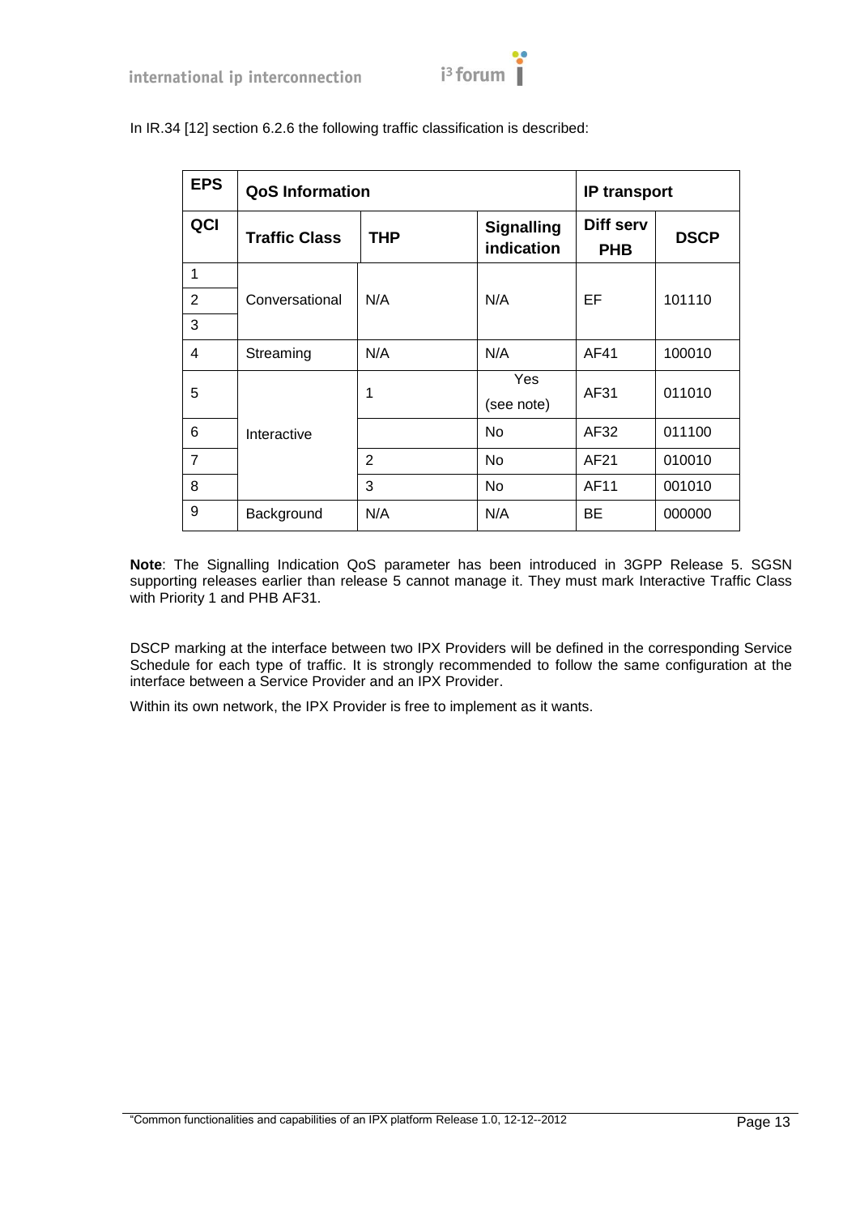In IR.34 [12] section 6.2.6 the following traffic classification is described:

| **EPS** | **QoS Information** | | | **IP transport** | |
|---|---|---|---|---|---|
| **QCI** | **Traffic Class** | **THP** | **Signalling indication** | **Diff serv PHB** | **DSCP** |
| 1 | Conversational | N/A | N/A | EF | 101110 |
| 2 | | | | | |
| 3 | | | | | |
| 4 | Streaming | N/A | N/A | AF41 | 100010 |
| 5 | Interactive | 1 | Yes (see note) | AF31 | 011010 |
| 6 | | | No | AF32 | 011100 |
| 7 | | 2 | No | AF21 | 010010 |
| 8 | | 3 | No | AF11 | 001010 |
| 9 | Background | N/A | N/A | BE | 000000 |

**Note**: The Signalling Indication QoS parameter has been introduced in 3GPP Release 5. SGSN supporting releases earlier than release 5 cannot manage it. They must mark Interactive Traffic Class with Priority 1 and PHB AF31.

DSCP marking at the interface between two IPX Providers will be defined in the corresponding Service Schedule for each type of traffic. It is strongly recommended to follow the same configuration at the interface between a Service Provider and an IPX Provider.

Within its own network, the IPX Provider is free to implement as it wants.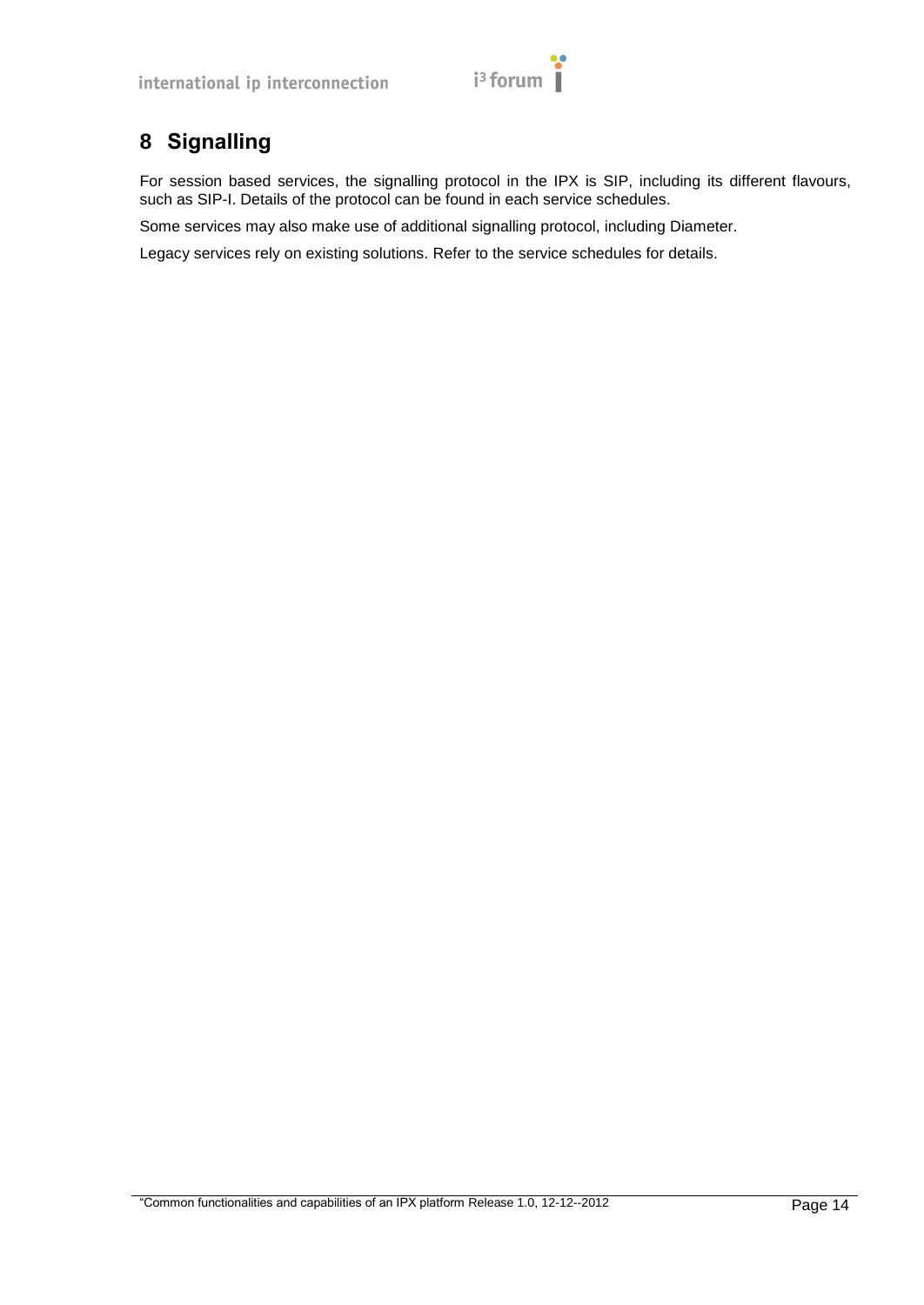# 8 Signalling

For session based services, the signalling protocol in the IPX is SIP, including its different flavours, such as SIP-I. Details of the protocol can be found in each service schedules.

Some services may also make use of additional signalling protocol, including Diameter.

Legacy services rely on existing solutions. Refer to the service schedules for details.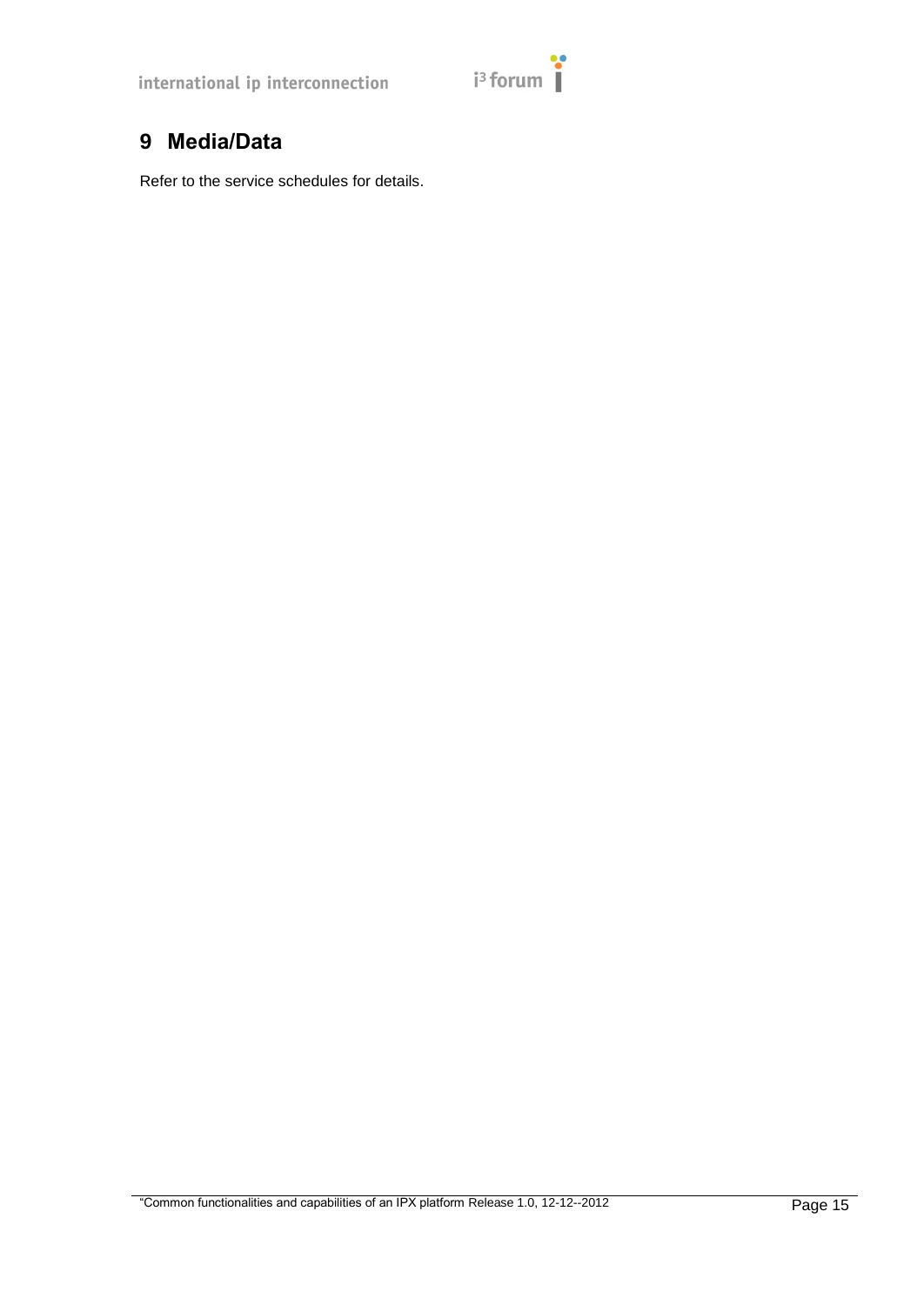# 9 Media/Data

Refer to the service schedules for details.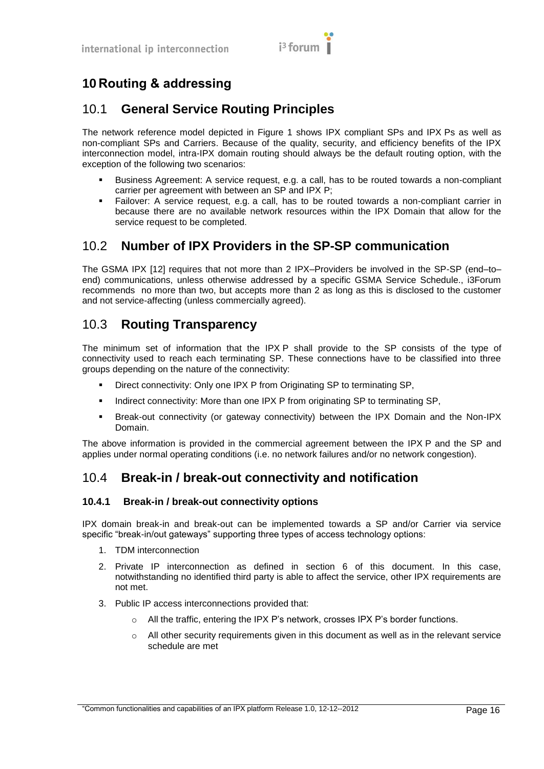# 10 Routing & addressing

## 10.1 General Service Routing Principles

The network reference model depicted in Figure 1 shows IPX compliant SPs and IPX Ps as well as non-compliant SPs and Carriers. Because of the quality, security, and efficiency benefits of the IPX interconnection model, intra-IPX domain routing should always be the default routing option, with the exception of the following two scenarios:

- Business Agreement: A service request, e.g. a call, has to be routed towards a non-compliant carrier per agreement with between an SP and IPX P;
- Failover: A service request, e.g. a call, has to be routed towards a non-compliant carrier in because there are no available network resources within the IPX Domain that allow for the service request to be completed.

## 10.2 Number of IPX Providers in the SP-SP communication

The GSMA IPX [12] requires that not more than 2 IPX–Providers be involved in the SP-SP (end–to–end) communications, unless otherwise addressed by a specific GSMA Service Schedule., i3Forum recommends no more than two, but accepts more than 2 as long as this is disclosed to the customer and not service-affecting (unless commercially agreed).

## 10.3 Routing Transparency

The minimum set of information that the IPX P shall provide to the SP consists of the type of connectivity used to reach each terminating SP. These connections have to be classified into three groups depending on the nature of the connectivity:

- Direct connectivity: Only one IPX P from Originating SP to terminating SP,
- Indirect connectivity: More than one IPX P from originating SP to terminating SP,
- Break-out connectivity (or gateway connectivity) between the IPX Domain and the Non-IPX Domain.

The above information is provided in the commercial agreement between the IPX P and the SP and applies under normal operating conditions (i.e. no network failures and/or no network congestion).

## 10.4 Break-in / break-out connectivity and notification

### 10.4.1 Break-in / break-out connectivity options

IPX domain break-in and break-out can be implemented towards a SP and/or Carrier via service specific "break-in/out gateways" supporting three types of access technology options:

1. TDM interconnection
2. Private IP interconnection as defined in section 6 of this document. In this case, notwithstanding no identified third party is able to affect the service, other IPX requirements are not met.
3. Public IP access interconnections provided that:
    - All the traffic, entering the IPX P's network, crosses IPX P's border functions.
    - All other security requirements given in this document as well as in the relevant service schedule are met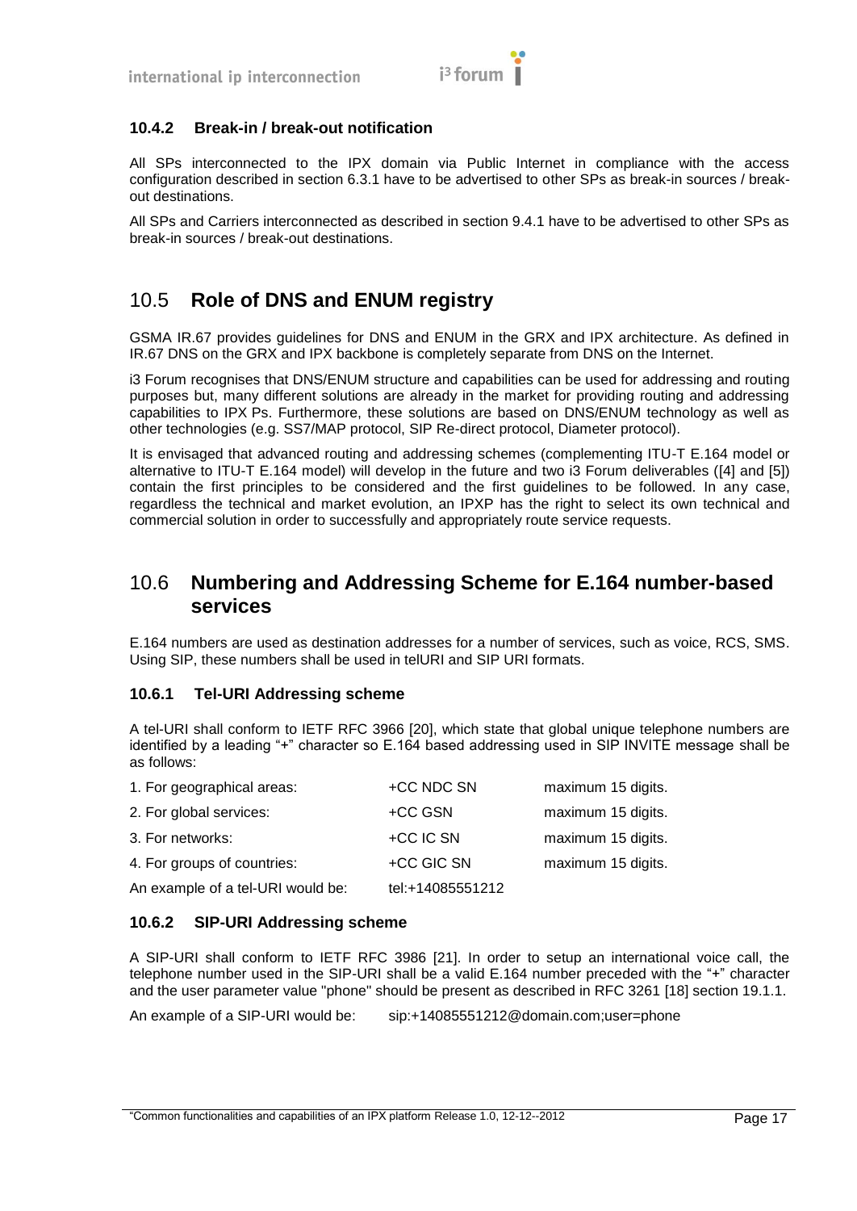### 10.4.2 Break-in / break-out notification

All SPs interconnected to the IPX domain via Public Internet in compliance with the access configuration described in section 6.3.1 have to be advertised to other SPs as break-in sources / break-out destinations.

All SPs and Carriers interconnected as described in section 9.4.1 have to be advertised to other SPs as break-in sources / break-out destinations.

## 10.5 Role of DNS and ENUM registry

GSMA IR.67 provides guidelines for DNS and ENUM in the GRX and IPX architecture. As defined in IR.67 DNS on the GRX and IPX backbone is completely separate from DNS on the Internet.

i3 Forum recognises that DNS/ENUM structure and capabilities can be used for addressing and routing purposes but, many different solutions are already in the market for providing routing and addressing capabilities to IPX Ps. Furthermore, these solutions are based on DNS/ENUM technology as well as other technologies (e.g. SS7/MAP protocol, SIP Re-direct protocol, Diameter protocol).

It is envisaged that advanced routing and addressing schemes (complementing ITU-T E.164 model or alternative to ITU-T E.164 model) will develop in the future and two i3 Forum deliverables ([4] and [5]) contain the first principles to be considered and the first guidelines to be followed. In any case, regardless the technical and market evolution, an IPXP has the right to select its own technical and commercial solution in order to successfully and appropriately route service requests.

## 10.6 Numbering and Addressing Scheme for E.164 number-based services

E.164 numbers are used as destination addresses for a number of services, such as voice, RCS, SMS. Using SIP, these numbers shall be used in telURI and SIP URI formats.

### 10.6.1 Tel-URI Addressing scheme

A tel-URI shall conform to IETF RFC 3966 [20], which state that global unique telephone numbers are identified by a leading "+" character so E.164 based addressing used in SIP INVITE message shall be as follows:

| | | |
|---|---|---|
| 1. For geographical areas: | +CC NDC SN | maximum 15 digits. |
| 2. For global services: | +CC GSN | maximum 15 digits. |
| 3. For networks: | +CC IC SN | maximum 15 digits. |
| 4. For groups of countries: | +CC GIC SN | maximum 15 digits. |
| An example of a tel-URI would be: | tel:+14085551212 | |

### 10.6.2 SIP-URI Addressing scheme

A SIP-URI shall conform to IETF RFC 3986 [21]. In order to setup an international voice call, the telephone number used in the SIP-URI shall be a valid E.164 number preceded with the "+" character and the user parameter value "phone" should be present as described in RFC 3261 [18] section 19.1.1.

An example of a SIP-URI would be: sip:+14085551212@domain.com;user=phone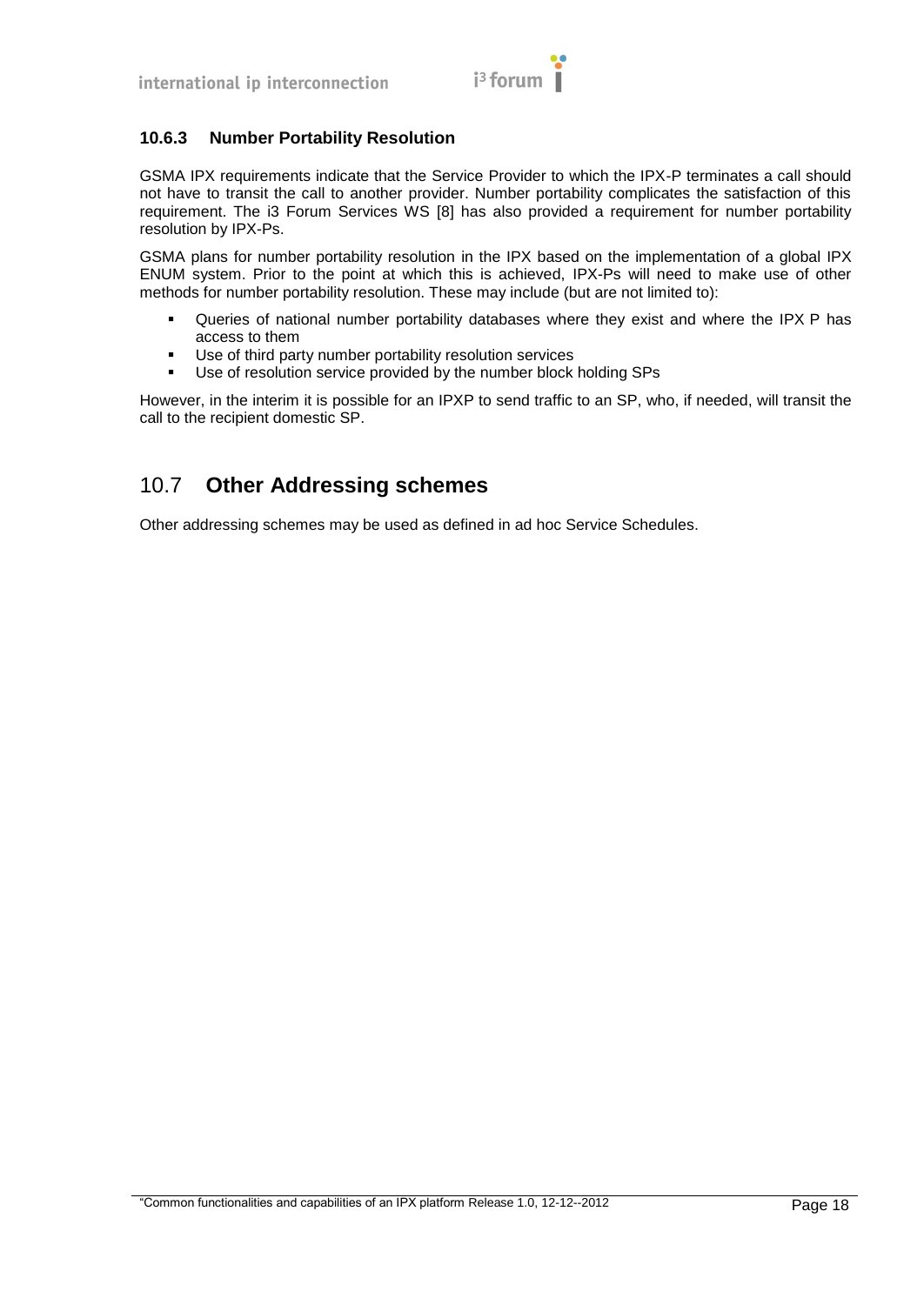### 10.6.3 Number Portability Resolution

GSMA IPX requirements indicate that the Service Provider to which the IPX-P terminates a call should not have to transit the call to another provider. Number portability complicates the satisfaction of this requirement. The i3 Forum Services WS [8] has also provided a requirement for number portability resolution by IPX-Ps.

GSMA plans for number portability resolution in the IPX based on the implementation of a global IPX ENUM system. Prior to the point at which this is achieved, IPX-Ps will need to make use of other methods for number portability resolution. These may include (but are not limited to):

- Queries of national number portability databases where they exist and where the IPX P has access to them
- Use of third party number portability resolution services
- Use of resolution service provided by the number block holding SPs

However, in the interim it is possible for an IPXP to send traffic to an SP, who, if needed, will transit the call to the recipient domestic SP.

## 10.7 Other Addressing schemes

Other addressing schemes may be used as defined in ad hoc Service Schedules.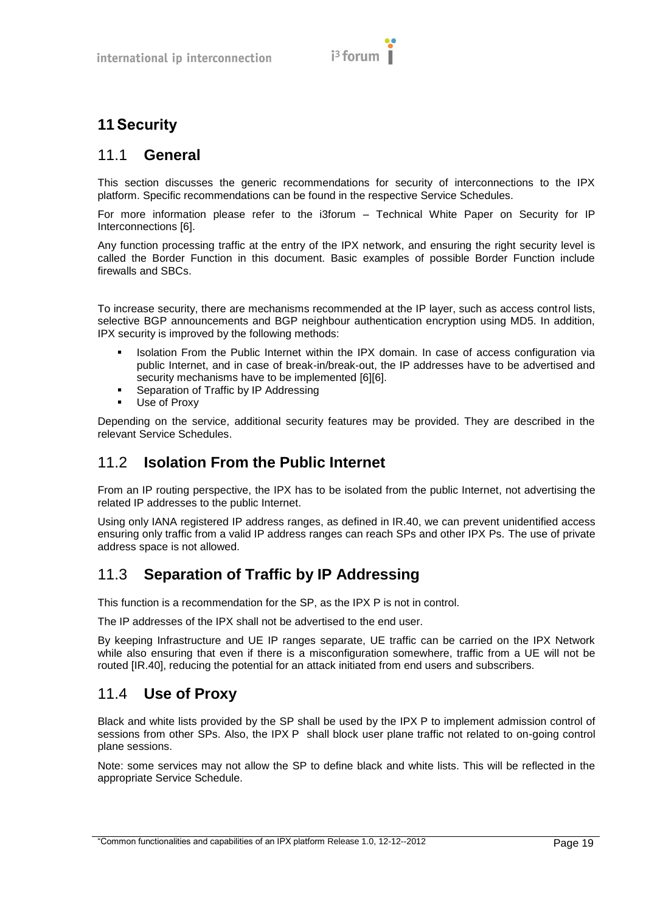# 11 Security

## 11.1 General

This section discusses the generic recommendations for security of interconnections to the IPX platform. Specific recommendations can be found in the respective Service Schedules.

For more information please refer to the i3forum – Technical White Paper on Security for IP Interconnections [6].

Any function processing traffic at the entry of the IPX network, and ensuring the right security level is called the Border Function in this document. Basic examples of possible Border Function include firewalls and SBCs.

To increase security, there are mechanisms recommended at the IP layer, such as access control lists, selective BGP announcements and BGP neighbour authentication encryption using MD5. In addition, IPX security is improved by the following methods:

- Isolation From the Public Internet within the IPX domain. In case of access configuration via public Internet, and in case of break-in/break-out, the IP addresses have to be advertised and security mechanisms have to be implemented [6][6].
- Separation of Traffic by IP Addressing
- Use of Proxy

Depending on the service, additional security features may be provided. They are described in the relevant Service Schedules.

## 11.2 Isolation From the Public Internet

From an IP routing perspective, the IPX has to be isolated from the public Internet, not advertising the related IP addresses to the public Internet.

Using only IANA registered IP address ranges, as defined in IR.40, we can prevent unidentified access ensuring only traffic from a valid IP address ranges can reach SPs and other IPX Ps. The use of private address space is not allowed.

## 11.3 Separation of Traffic by IP Addressing

This function is a recommendation for the SP, as the IPX P is not in control.

The IP addresses of the IPX shall not be advertised to the end user.

By keeping Infrastructure and UE IP ranges separate, UE traffic can be carried on the IPX Network while also ensuring that even if there is a misconfiguration somewhere, traffic from a UE will not be routed [IR.40], reducing the potential for an attack initiated from end users and subscribers.

## 11.4 Use of Proxy

Black and white lists provided by the SP shall be used by the IPX P to implement admission control of sessions from other SPs. Also, the IPX P shall block user plane traffic not related to on-going control plane sessions.

Note: some services may not allow the SP to define black and white lists. This will be reflected in the appropriate Service Schedule.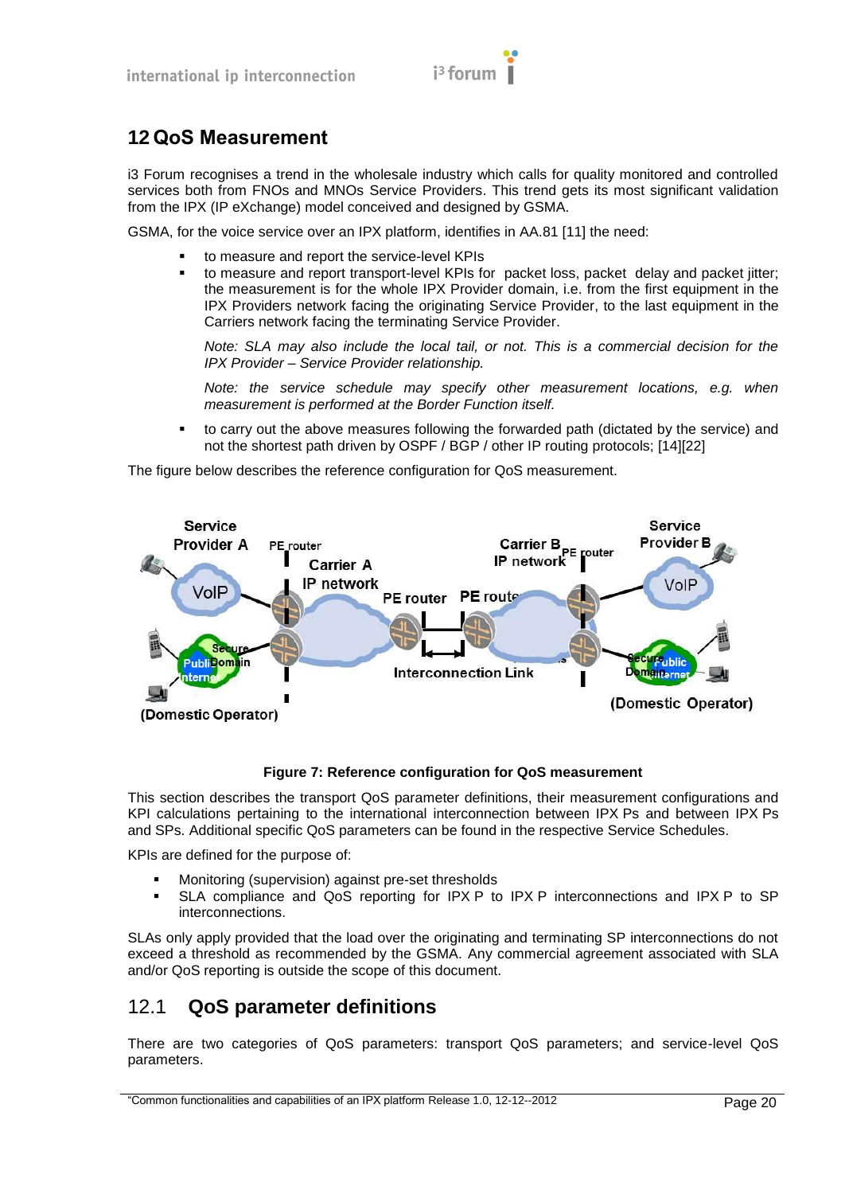# 12 QoS Measurement

i3 Forum recognises a trend in the wholesale industry which calls for quality monitored and controlled services both from FNOs and MNOs Service Providers. This trend gets its most significant validation from the IPX (IP eXchange) model conceived and designed by GSMA.

GSMA, for the voice service over an IPX platform, identifies in AA.81 [11] the need:

- to measure and report the service-level KPIs
- to measure and report transport-level KPIs for packet loss, packet delay and packet jitter; the measurement is for the whole IPX Provider domain, i.e. from the first equipment in the IPX Providers network facing the originating Service Provider, to the last equipment in the Carriers network facing the terminating Service Provider.

  *Note: SLA may also include the local tail, or not. This is a commercial decision for the IPX Provider – Service Provider relationship.*

  *Note: the service schedule may specify other measurement locations, e.g. when measurement is performed at the Border Function itself.*

- to carry out the above measures following the forwarded path (dictated by the service) and not the shortest path driven by OSPF / BGP / other IP routing protocols; [14][22]

The figure below describes the reference configuration for QoS measurement.

**Figure 7: Reference configuration for QoS measurement**

This section describes the transport QoS parameter definitions, their measurement configurations and KPI calculations pertaining to the international interconnection between IPX Ps and between IPX Ps and SPs. Additional specific QoS parameters can be found in the respective Service Schedules.

KPIs are defined for the purpose of:

- Monitoring (supervision) against pre-set thresholds
- SLA compliance and QoS reporting for IPX P to IPX P interconnections and IPX P to SP interconnections.

SLAs only apply provided that the load over the originating and terminating SP interconnections do not exceed a threshold as recommended by the GSMA. Any commercial agreement associated with SLA and/or QoS reporting is outside the scope of this document.

## 12.1 QoS parameter definitions

There are two categories of QoS parameters: transport QoS parameters; and service-level QoS parameters.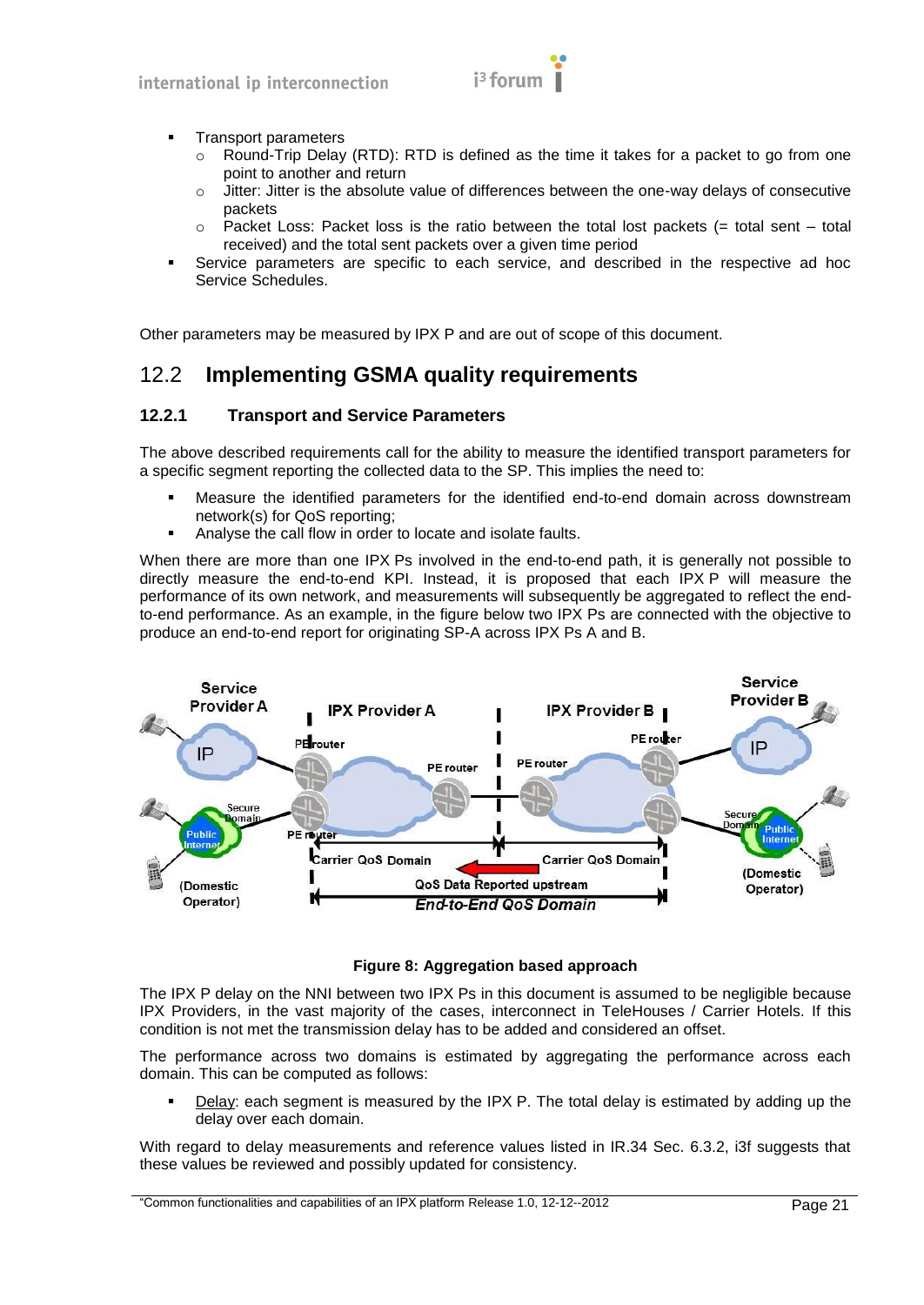- Transport parameters
  - Round-Trip Delay (RTD): RTD is defined as the time it takes for a packet to go from one point to another and return
  - Jitter: Jitter is the absolute value of differences between the one-way delays of consecutive packets
  - Packet Loss: Packet loss is the ratio between the total lost packets (= total sent – total received) and the total sent packets over a given time period
- Service parameters are specific to each service, and described in the respective ad hoc Service Schedules.

Other parameters may be measured by IPX P and are out of scope of this document.

## 12.2 Implementing GSMA quality requirements

### 12.2.1 Transport and Service Parameters

The above described requirements call for the ability to measure the identified transport parameters for a specific segment reporting the collected data to the SP. This implies the need to:

- Measure the identified parameters for the identified end-to-end domain across downstream network(s) for QoS reporting;
- Analyse the call flow in order to locate and isolate faults.

When there are more than one IPX Ps involved in the end-to-end path, it is generally not possible to directly measure the end-to-end KPI. Instead, it is proposed that each IPX P will measure the performance of its own network, and measurements will subsequently be aggregated to reflect the end-to-end performance. As an example, in the figure below two IPX Ps are connected with the objective to produce an end-to-end report for originating SP-A across IPX Ps A and B.

**Figure 8: Aggregation based approach**

The IPX P delay on the NNI between two IPX Ps in this document is assumed to be negligible because IPX Providers, in the vast majority of the cases, interconnect in TeleHouses / Carrier Hotels. If this condition is not met the transmission delay has to be added and considered an offset.

The performance across two domains is estimated by aggregating the performance across each domain. This can be computed as follows:

- Delay: each segment is measured by the IPX P. The total delay is estimated by adding up the delay over each domain.

With regard to delay measurements and reference values listed in IR.34 Sec. 6.3.2, i3f suggests that these values be reviewed and possibly updated for consistency.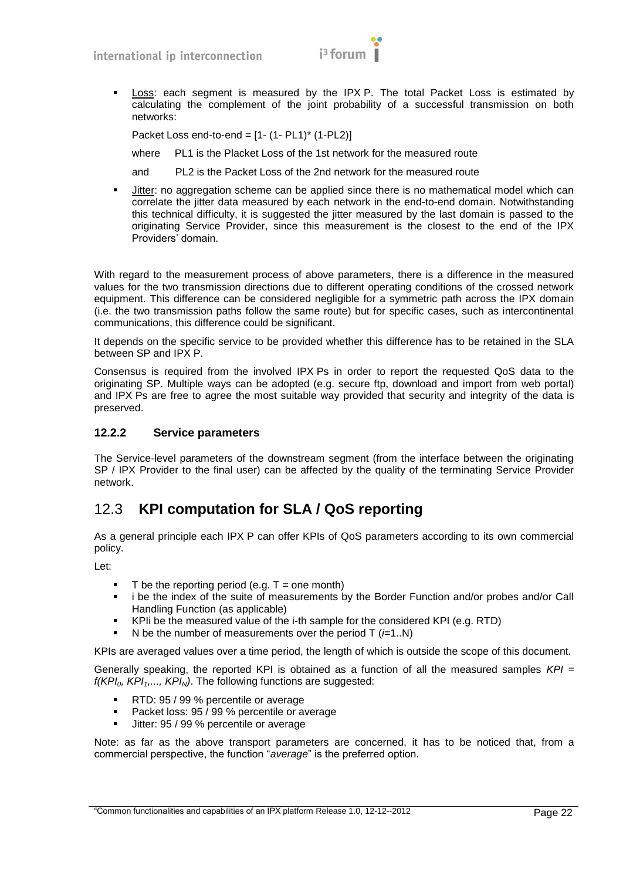- Loss: each segment is measured by the IPX P. The total Packet Loss is estimated by calculating the complement of the joint probability of a successful transmission on both networks:

  Packet Loss end-to-end = [1- (1- PL1)* (1-PL2)]

  where PL1 is the Placket Loss of the 1st network for the measured route

  and PL2 is the Packet Loss of the 2nd network for the measured route

- Jitter: no aggregation scheme can be applied since there is no mathematical model which can correlate the jitter data measured by each network in the end-to-end domain. Notwithstanding this technical difficulty, it is suggested the jitter measured by the last domain is passed to the originating Service Provider, since this measurement is the closest to the end of the IPX Providers' domain.

With regard to the measurement process of above parameters, there is a difference in the measured values for the two transmission directions due to different operating conditions of the crossed network equipment. This difference can be considered negligible for a symmetric path across the IPX domain (i.e. the two transmission paths follow the same route) but for specific cases, such as intercontinental communications, this difference could be significant.

It depends on the specific service to be provided whether this difference has to be retained in the SLA between SP and IPX P.

Consensus is required from the involved IPX Ps in order to report the requested QoS data to the originating SP. Multiple ways can be adopted (e.g. secure ftp, download and import from web portal) and IPX Ps are free to agree the most suitable way provided that security and integrity of the data is preserved.

### 12.2.2 Service parameters

The Service-level parameters of the downstream segment (from the interface between the originating SP / IPX Provider to the final user) can be affected by the quality of the terminating Service Provider network.

## 12.3 KPI computation for SLA / QoS reporting

As a general principle each IPX P can offer KPIs of QoS parameters according to its own commercial policy.

Let:

- T be the reporting period (e.g. T = one month)
- i be the index of the suite of measurements by the Border Function and/or probes and/or Call Handling Function (as applicable)
- KPIi be the measured value of the i-th sample for the considered KPI (e.g. RTD)
- N be the number of measurements over the period T (*i*=1..N)

KPIs are averaged values over a time period, the length of which is outside the scope of this document.

Generally speaking, the reported KPI is obtained as a function of all the measured samples $KPI = f(KPI_0, KPI_1, ..., KPI_N)$. The following functions are suggested:

- RTD: 95 / 99 % percentile or average
- Packet loss: 95 / 99 % percentile or average
- Jitter: 95 / 99 % percentile or average

Note: as far as the above transport parameters are concerned, it has to be noticed that, from a commercial perspective, the function "*average*" is the preferred option.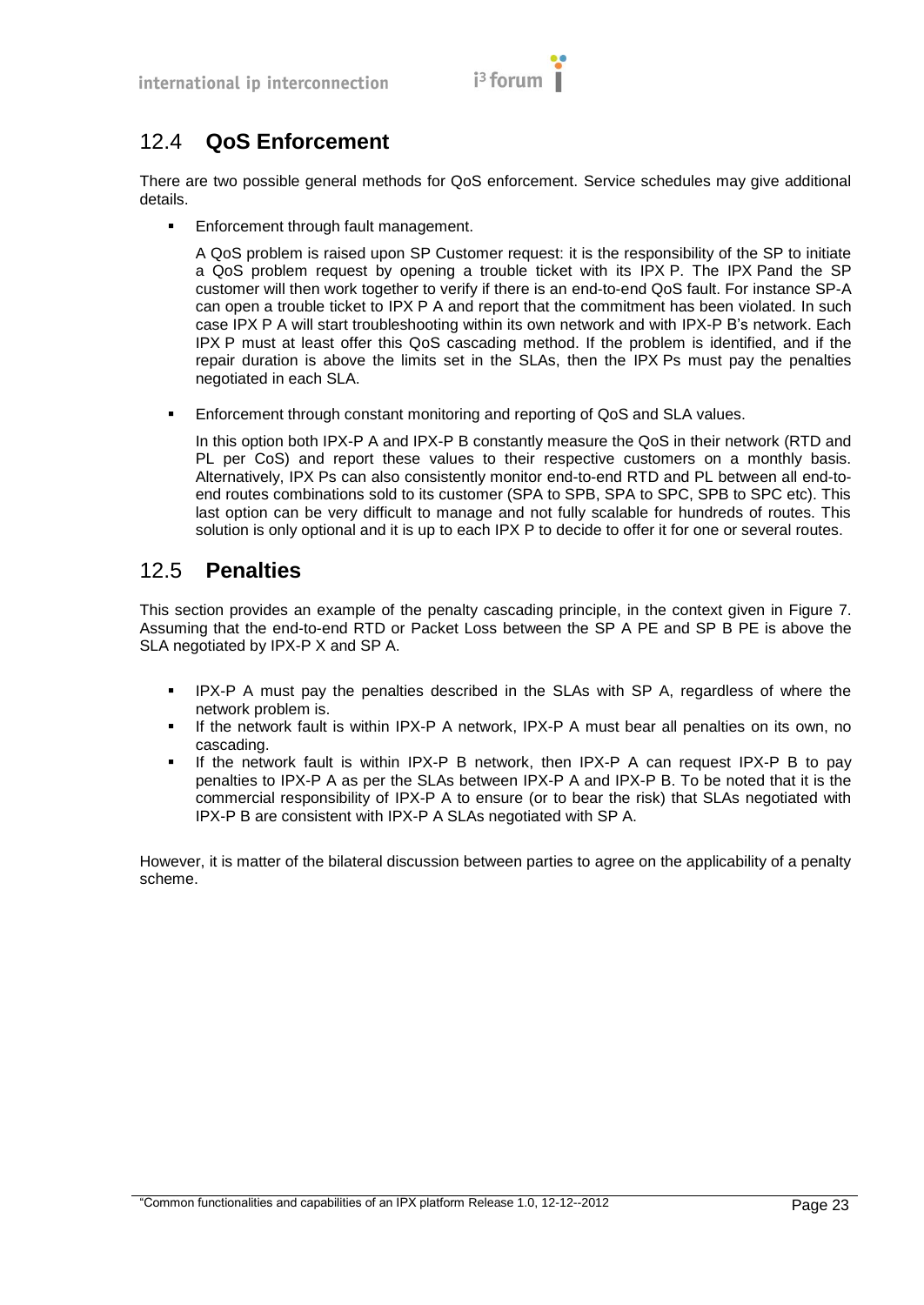## 12.4 **QoS Enforcement**

There are two possible general methods for QoS enforcement. Service schedules may give additional details.

- Enforcement through fault management.

  A QoS problem is raised upon SP Customer request: it is the responsibility of the SP to initiate a QoS problem request by opening a trouble ticket with its IPX P. The IPX Pand the SP customer will then work together to verify if there is an end-to-end QoS fault. For instance SP-A can open a trouble ticket to IPX P A and report that the commitment has been violated. In such case IPX P A will start troubleshooting within its own network and with IPX-P B's network. Each IPX P must at least offer this QoS cascading method. If the problem is identified, and if the repair duration is above the limits set in the SLAs, then the IPX Ps must pay the penalties negotiated in each SLA.

- Enforcement through constant monitoring and reporting of QoS and SLA values.

  In this option both IPX-P A and IPX-P B constantly measure the QoS in their network (RTD and PL per CoS) and report these values to their respective customers on a monthly basis. Alternatively, IPX Ps can also consistently monitor end-to-end RTD and PL between all end-to-end routes combinations sold to its customer (SPA to SPB, SPA to SPC, SPB to SPC etc). This last option can be very difficult to manage and not fully scalable for hundreds of routes. This solution is only optional and it is up to each IPX P to decide to offer it for one or several routes.

## 12.5 **Penalties**

This section provides an example of the penalty cascading principle, in the context given in Figure 7. Assuming that the end-to-end RTD or Packet Loss between the SP A PE and SP B PE is above the SLA negotiated by IPX-P X and SP A.

- IPX-P A must pay the penalties described in the SLAs with SP A, regardless of where the network problem is.
- If the network fault is within IPX-P A network, IPX-P A must bear all penalties on its own, no cascading.
- If the network fault is within IPX-P B network, then IPX-P A can request IPX-P B to pay penalties to IPX-P A as per the SLAs between IPX-P A and IPX-P B. To be noted that it is the commercial responsibility of IPX-P A to ensure (or to bear the risk) that SLAs negotiated with IPX-P B are consistent with IPX-P A SLAs negotiated with SP A.

However, it is matter of the bilateral discussion between parties to agree on the applicability of a penalty scheme.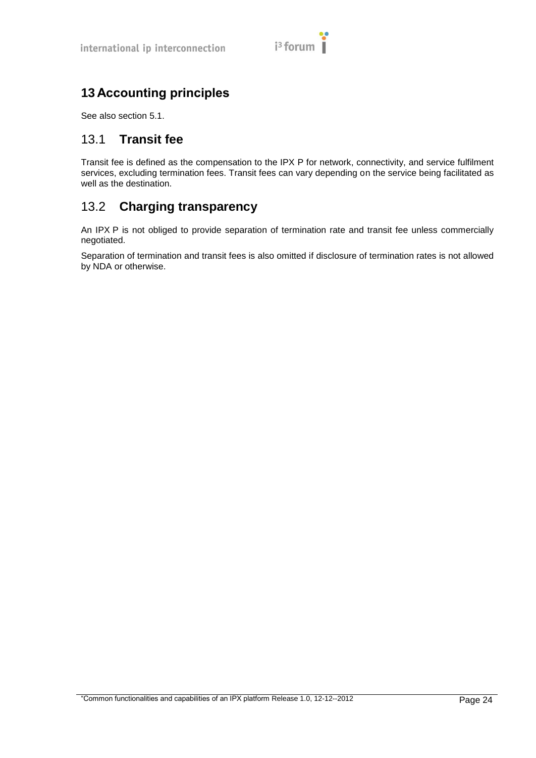# 13 Accounting principles

See also section 5.1.

## 13.1 Transit fee

Transit fee is defined as the compensation to the IPX P for network, connectivity, and service fulfilment services, excluding termination fees. Transit fees can vary depending on the service being facilitated as well as the destination.

## 13.2 Charging transparency

An IPX P is not obliged to provide separation of termination rate and transit fee unless commercially negotiated.

Separation of termination and transit fees is also omitted if disclosure of termination rates is not allowed by NDA or otherwise.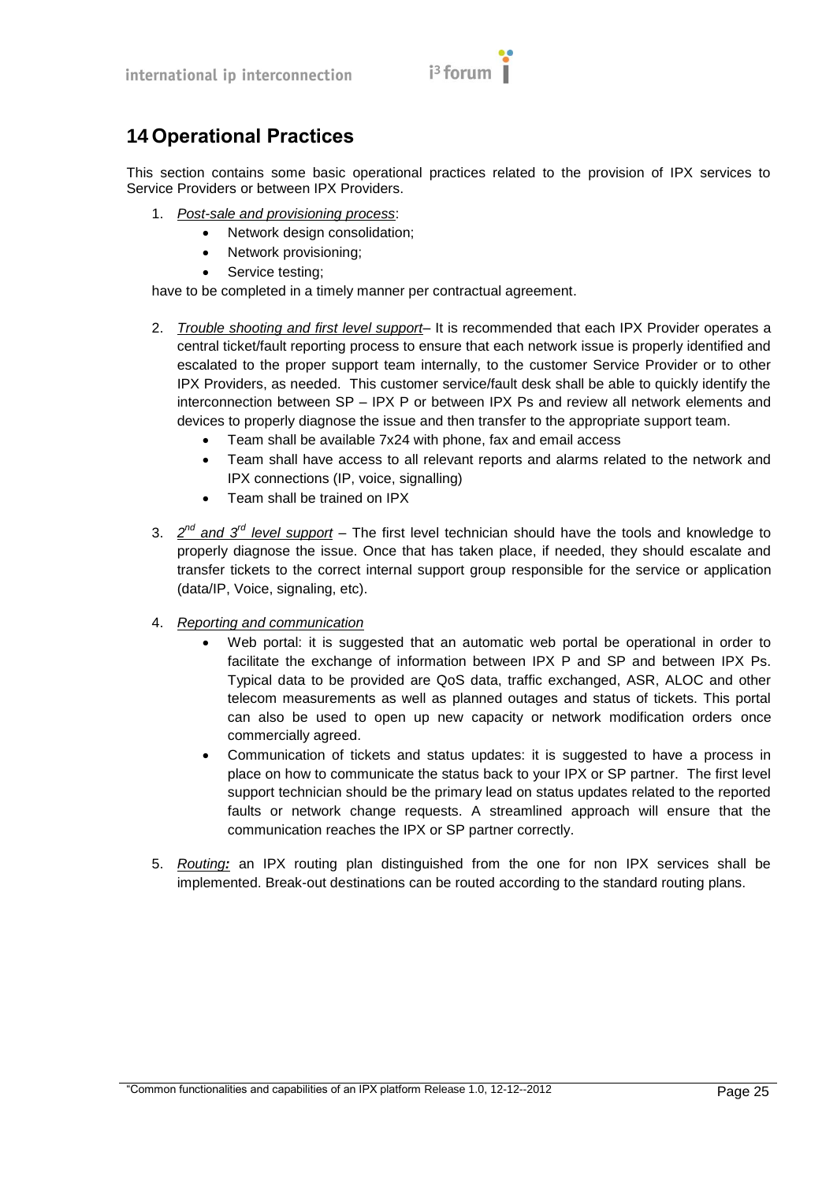# 14 Operational Practices

This section contains some basic operational practices related to the provision of IPX services to Service Providers or between IPX Providers.

1. *Post-sale and provisioning process*:
   - Network design consolidation;
   - Network provisioning;
   - Service testing;

   have to be completed in a timely manner per contractual agreement.

2. *Trouble shooting and first level support*– It is recommended that each IPX Provider operates a central ticket/fault reporting process to ensure that each network issue is properly identified and escalated to the proper support team internally, to the customer Service Provider or to other IPX Providers, as needed. This customer service/fault desk shall be able to quickly identify the interconnection between SP – IPX P or between IPX Ps and review all network elements and devices to properly diagnose the issue and then transfer to the appropriate support team.
   - Team shall be available 7x24 with phone, fax and email access
   - Team shall have access to all relevant reports and alarms related to the network and IPX connections (IP, voice, signalling)
   - Team shall be trained on IPX

3. *2nd and 3rd level support* – The first level technician should have the tools and knowledge to properly diagnose the issue. Once that has taken place, if needed, they should escalate and transfer tickets to the correct internal support group responsible for the service or application (data/IP, Voice, signaling, etc).

4. *Reporting and communication*
   - Web portal: it is suggested that an automatic web portal be operational in order to facilitate the exchange of information between IPX P and SP and between IPX Ps. Typical data to be provided are QoS data, traffic exchanged, ASR, ALOC and other telecom measurements as well as planned outages and status of tickets. This portal can also be used to open up new capacity or network modification orders once commercially agreed.
   - Communication of tickets and status updates: it is suggested to have a process in place on how to communicate the status back to your IPX or SP partner. The first level support technician should be the primary lead on status updates related to the reported faults or network change requests. A streamlined approach will ensure that the communication reaches the IPX or SP partner correctly.

5. ***Routing:*** an IPX routing plan distinguished from the one for non IPX services shall be implemented. Break-out destinations can be routed according to the standard routing plans.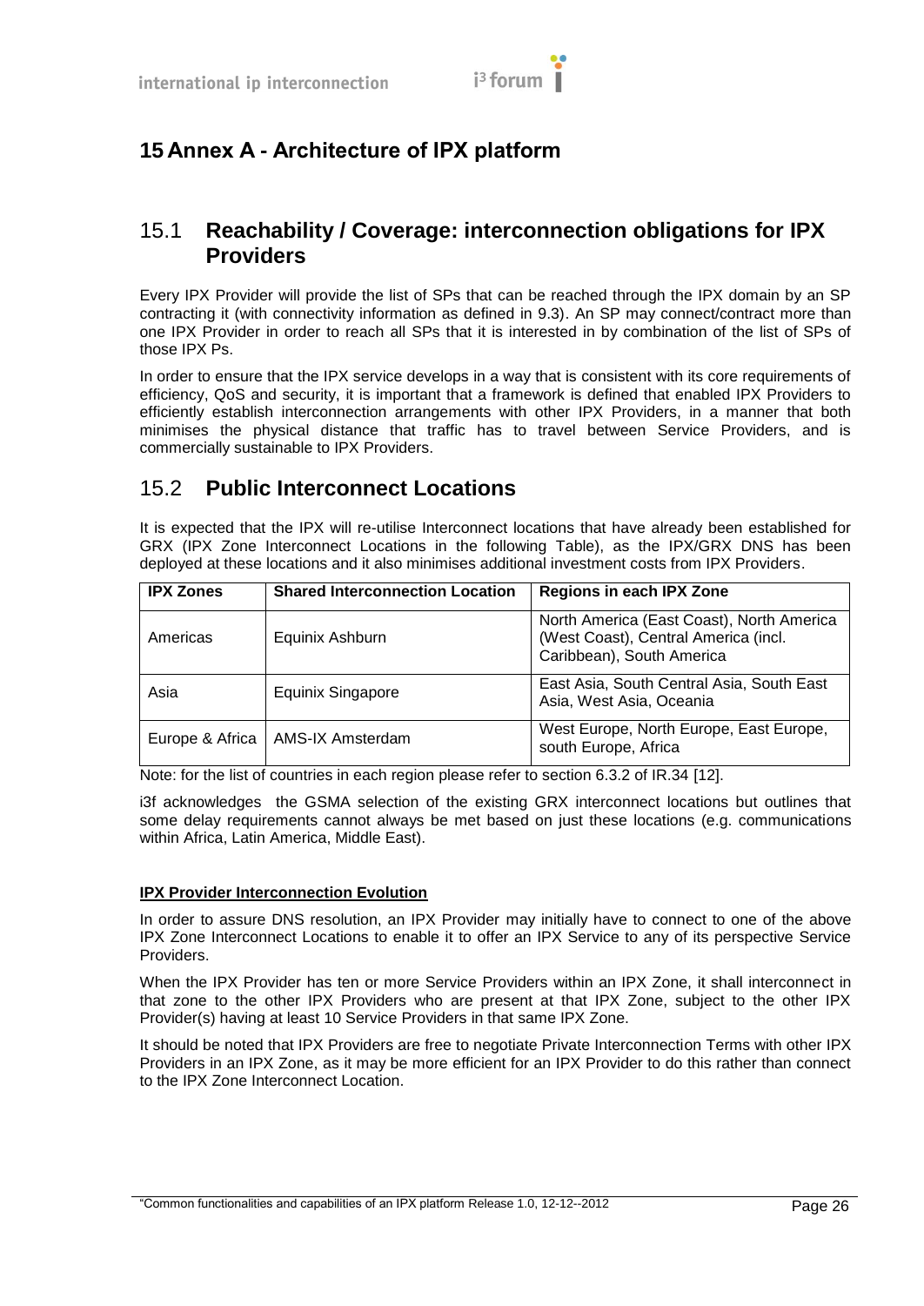# 15 Annex A - Architecture of IPX platform

## 15.1 Reachability / Coverage: interconnection obligations for IPX Providers

Every IPX Provider will provide the list of SPs that can be reached through the IPX domain by an SP contracting it (with connectivity information as defined in 9.3). An SP may connect/contract more than one IPX Provider in order to reach all SPs that it is interested in by combination of the list of SPs of those IPX Ps.

In order to ensure that the IPX service develops in a way that is consistent with its core requirements of efficiency, QoS and security, it is important that a framework is defined that enabled IPX Providers to efficiently establish interconnection arrangements with other IPX Providers, in a manner that both minimises the physical distance that traffic has to travel between Service Providers, and is commercially sustainable to IPX Providers.

## 15.2 Public Interconnect Locations

It is expected that the IPX will re-utilise Interconnect locations that have already been established for GRX (IPX Zone Interconnect Locations in the following Table), as the IPX/GRX DNS has been deployed at these locations and it also minimises additional investment costs from IPX Providers.

| IPX Zones | Shared Interconnection Location | Regions in each IPX Zone |
|---|---|---|
| Americas | Equinix Ashburn | North America (East Coast), North America (West Coast), Central America (incl. Caribbean), South America |
| Asia | Equinix Singapore | East Asia, South Central Asia, South East Asia, West Asia, Oceania |
| Europe & Africa | AMS-IX Amsterdam | West Europe, North Europe, East Europe, south Europe, Africa |

Note: for the list of countries in each region please refer to section 6.3.2 of IR.34 [12].

i3f acknowledges the GSMA selection of the existing GRX interconnect locations but outlines that some delay requirements cannot always be met based on just these locations (e.g. communications within Africa, Latin America, Middle East).

**IPX Provider Interconnection Evolution**

In order to assure DNS resolution, an IPX Provider may initially have to connect to one of the above IPX Zone Interconnect Locations to enable it to offer an IPX Service to any of its perspective Service Providers.

When the IPX Provider has ten or more Service Providers within an IPX Zone, it shall interconnect in that zone to the other IPX Providers who are present at that IPX Zone, subject to the other IPX Provider(s) having at least 10 Service Providers in that same IPX Zone.

It should be noted that IPX Providers are free to negotiate Private Interconnection Terms with other IPX Providers in an IPX Zone, as it may be more efficient for an IPX Provider to do this rather than connect to the IPX Zone Interconnect Location.